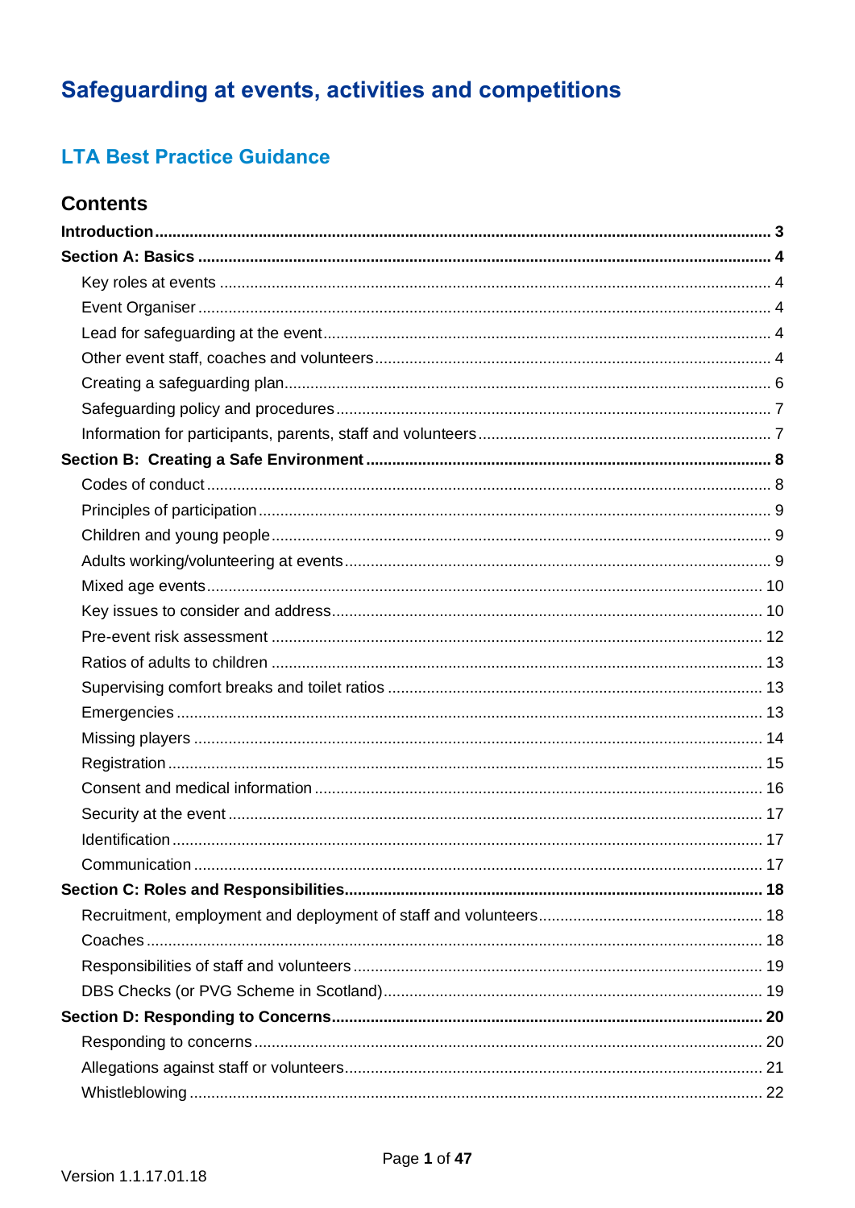# Safeguarding at events, activities and competitions

## LTA Best Practice Guidance

### Contents

**Introduction** ..... **3**

**Section A: Basics** ..... **4**

- Key roles at events ..... 4
- Event Organiser ..... 4
- Lead for safeguarding at the event ..... 4
- Other event staff, coaches and volunteers ..... 4
- Creating a safeguarding plan ..... 6
- Safeguarding policy and procedures ..... 7
- Information for participants, parents, staff and volunteers ..... 7

**Section B: Creating a Safe Environment** ..... **8**

- Codes of conduct ..... 8
- Principles of participation ..... 9
- Children and young people ..... 9
- Adults working/volunteering at events ..... 9
- Mixed age events ..... 10
- Key issues to consider and address ..... 10
- Pre-event risk assessment ..... 12
- Ratios of adults to children ..... 13
- Supervising comfort breaks and toilet ratios ..... 13
- Emergencies ..... 13
- Missing players ..... 14
- Registration ..... 15
- Consent and medical information ..... 16
- Security at the event ..... 17
- Identification ..... 17
- Communication ..... 17

**Section C: Roles and Responsibilities** ..... **18**

- Recruitment, employment and deployment of staff and volunteers ..... 18
- Coaches ..... 18
- Responsibilities of staff and volunteers ..... 19
- DBS Checks (or PVG Scheme in Scotland) ..... 19

**Section D: Responding to Concerns** ..... **20**

- Responding to concerns ..... 20
- Allegations against staff or volunteers ..... 21
- Whistleblowing ..... 22

Version 1.1.17.01.18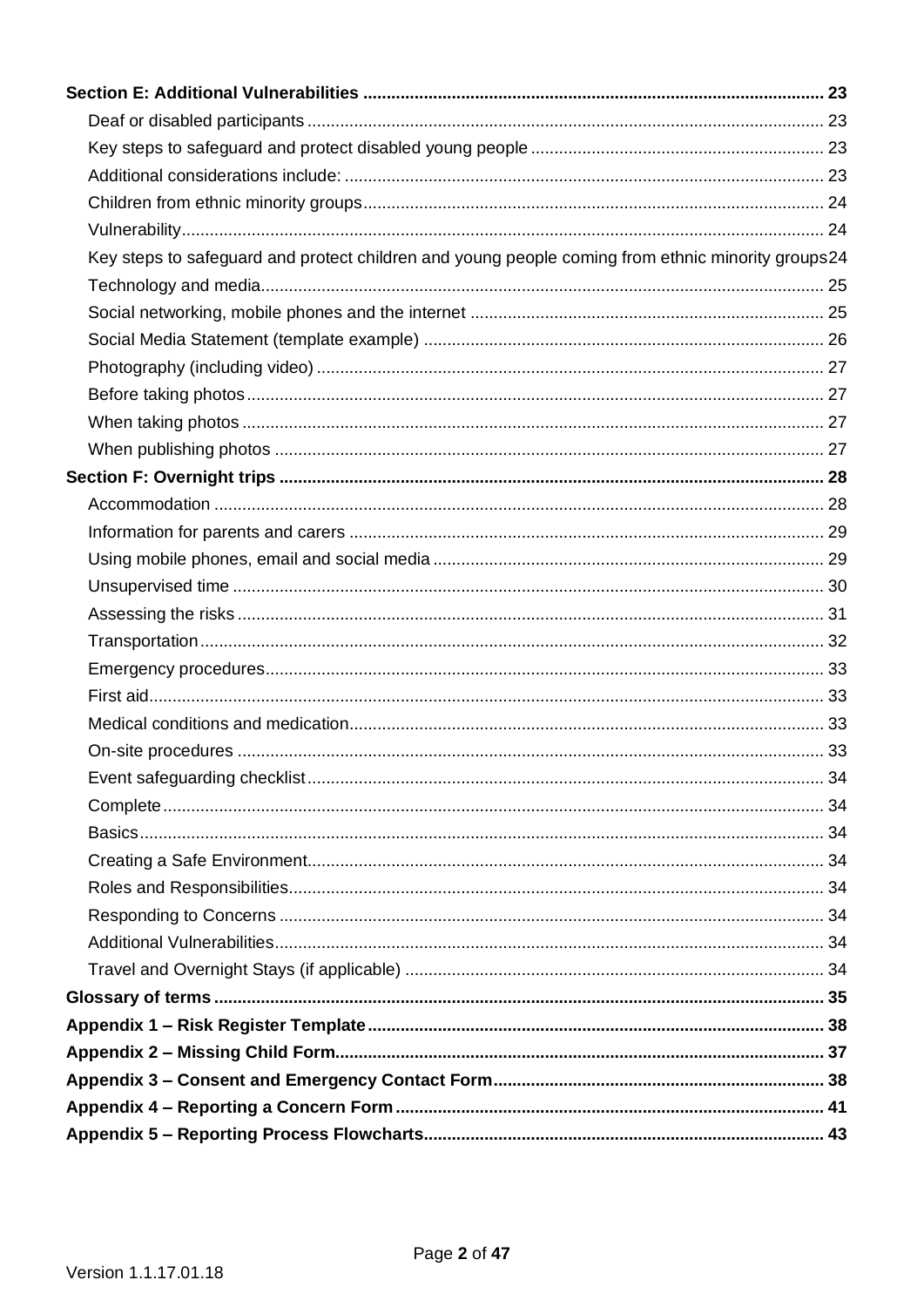**Section E: Additional Vulnerabilities** .......... 23

- Deaf or disabled participants .......... 23
- Key steps to safeguard and protect disabled young people .......... 23
- Additional considerations include: .......... 23
- Children from ethnic minority groups .......... 24
- Vulnerability .......... 24
- Key steps to safeguard and protect children and young people coming from ethnic minority groups .......... 24
- Technology and media .......... 25
- Social networking, mobile phones and the internet .......... 25
- Social Media Statement (template example) .......... 26
- Photography (including video) .......... 27
- Before taking photos .......... 27
- When taking photos .......... 27
- When publishing photos .......... 27

**Section F: Overnight trips** .......... 28

- Accommodation .......... 28
- Information for parents and carers .......... 29
- Using mobile phones, email and social media .......... 29
- Unsupervised time .......... 30
- Assessing the risks .......... 31
- Transportation .......... 32
- Emergency procedures .......... 33
- First aid .......... 33
- Medical conditions and medication .......... 33
- On-site procedures .......... 33
- Event safeguarding checklist .......... 34
- Complete .......... 34
- Basics .......... 34
- Creating a Safe Environment .......... 34
- Roles and Responsibilities .......... 34
- Responding to Concerns .......... 34
- Additional Vulnerabilities .......... 34
- Travel and Overnight Stays (if applicable) .......... 34

**Glossary of terms** .......... 35

**Appendix 1 – Risk Register Template** .......... 38

**Appendix 2 – Missing Child Form** .......... 37

**Appendix 3 – Consent and Emergency Contact Form** .......... 38

**Appendix 4 – Reporting a Concern Form** .......... 41

**Appendix 5 – Reporting Process Flowcharts** .......... 43

Version 1.1.17.01.18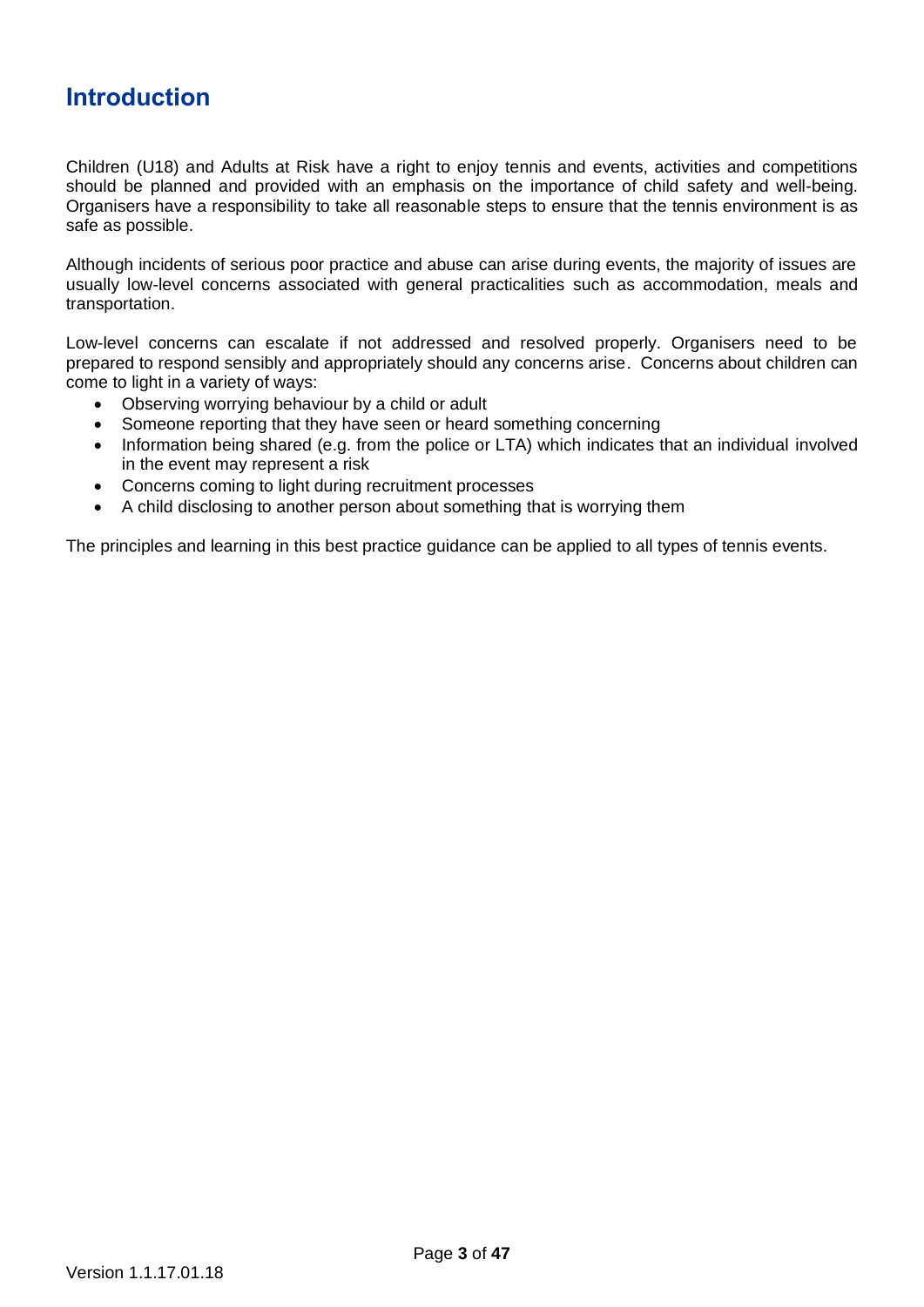# Introduction

Children (U18) and Adults at Risk have a right to enjoy tennis and events, activities and competitions should be planned and provided with an emphasis on the importance of child safety and well-being. Organisers have a responsibility to take all reasonable steps to ensure that the tennis environment is as safe as possible.

Although incidents of serious poor practice and abuse can arise during events, the majority of issues are usually low-level concerns associated with general practicalities such as accommodation, meals and transportation.

Low-level concerns can escalate if not addressed and resolved properly. Organisers need to be prepared to respond sensibly and appropriately should any concerns arise. Concerns about children can come to light in a variety of ways:

- Observing worrying behaviour by a child or adult
- Someone reporting that they have seen or heard something concerning
- Information being shared (e.g. from the police or LTA) which indicates that an individual involved in the event may represent a risk
- Concerns coming to light during recruitment processes
- A child disclosing to another person about something that is worrying them

The principles and learning in this best practice guidance can be applied to all types of tennis events.

Version 1.1.17.01.18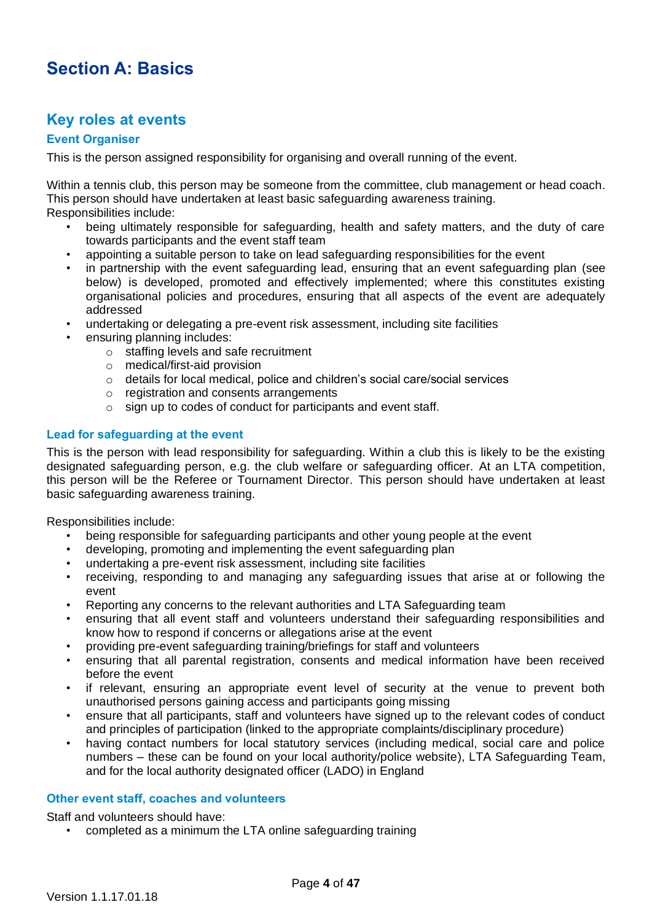# Section A: Basics

## Key roles at events

### Event Organiser

This is the person assigned responsibility for organising and overall running of the event.

Within a tennis club, this person may be someone from the committee, club management or head coach. This person should have undertaken at least basic safeguarding awareness training.
Responsibilities include:

- being ultimately responsible for safeguarding, health and safety matters, and the duty of care towards participants and the event staff team
- appointing a suitable person to take on lead safeguarding responsibilities for the event
- in partnership with the event safeguarding lead, ensuring that an event safeguarding plan (see below) is developed, promoted and effectively implemented; where this constitutes existing organisational policies and procedures, ensuring that all aspects of the event are adequately addressed
- undertaking or delegating a pre-event risk assessment, including site facilities
- ensuring planning includes:
  - staffing levels and safe recruitment
  - medical/first-aid provision
  - details for local medical, police and children's social care/social services
  - registration and consents arrangements
  - sign up to codes of conduct for participants and event staff.

### Lead for safeguarding at the event

This is the person with lead responsibility for safeguarding. Within a club this is likely to be the existing designated safeguarding person, e.g. the club welfare or safeguarding officer. At an LTA competition, this person will be the Referee or Tournament Director. This person should have undertaken at least basic safeguarding awareness training.

Responsibilities include:

- being responsible for safeguarding participants and other young people at the event
- developing, promoting and implementing the event safeguarding plan
- undertaking a pre-event risk assessment, including site facilities
- receiving, responding to and managing any safeguarding issues that arise at or following the event
- Reporting any concerns to the relevant authorities and LTA Safeguarding team
- ensuring that all event staff and volunteers understand their safeguarding responsibilities and know how to respond if concerns or allegations arise at the event
- providing pre-event safeguarding training/briefings for staff and volunteers
- ensuring that all parental registration, consents and medical information have been received before the event
- if relevant, ensuring an appropriate event level of security at the venue to prevent both unauthorised persons gaining access and participants going missing
- ensure that all participants, staff and volunteers have signed up to the relevant codes of conduct and principles of participation (linked to the appropriate complaints/disciplinary procedure)
- having contact numbers for local statutory services (including medical, social care and police numbers – these can be found on your local authority/police website), LTA Safeguarding Team, and for the local authority designated officer (LADO) in England

### Other event staff, coaches and volunteers

Staff and volunteers should have:

- completed as a minimum the LTA online safeguarding training

Version 1.1.17.01.18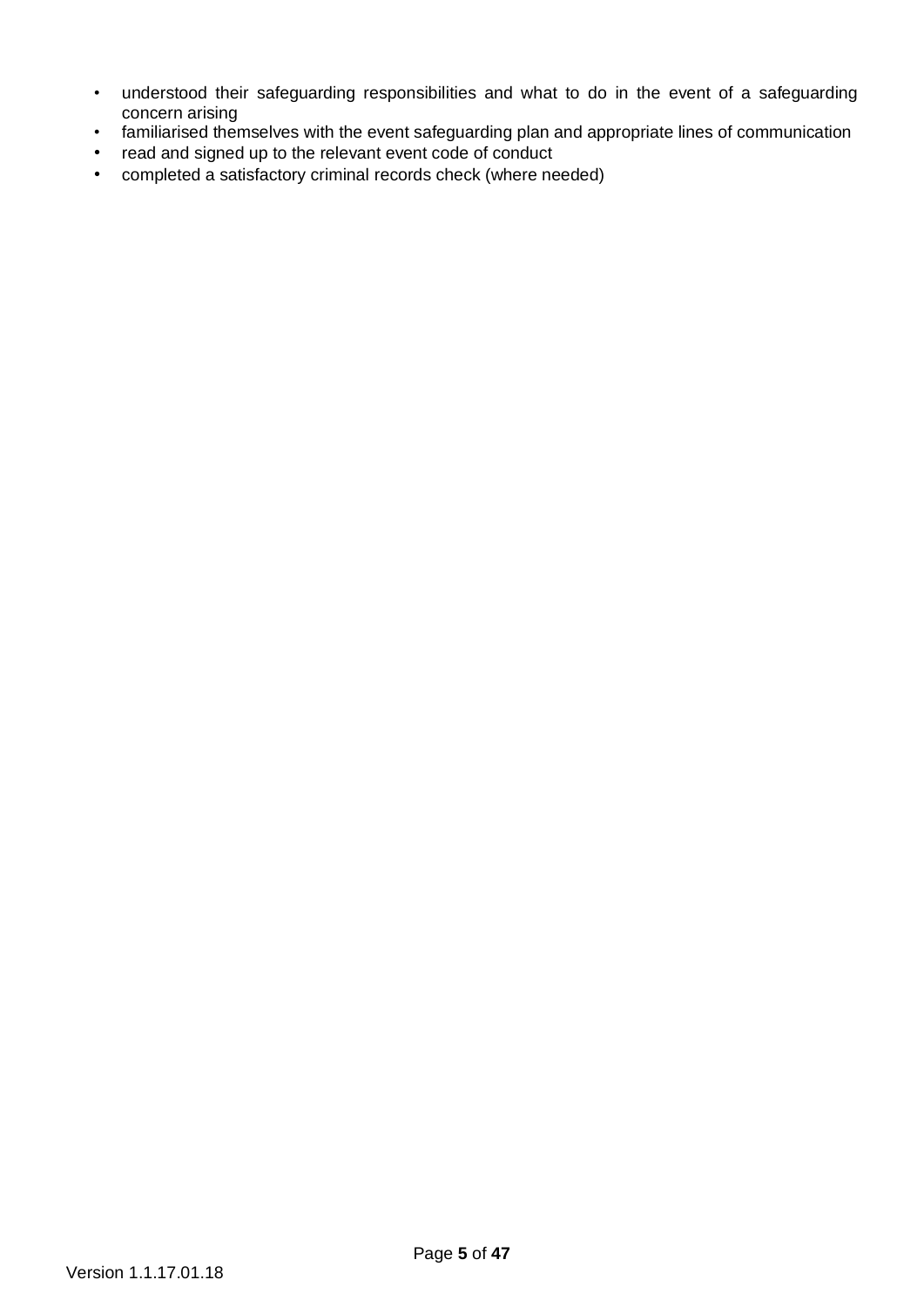- understood their safeguarding responsibilities and what to do in the event of a safeguarding concern arising
- familiarised themselves with the event safeguarding plan and appropriate lines of communication
- read and signed up to the relevant event code of conduct
- completed a satisfactory criminal records check (where needed)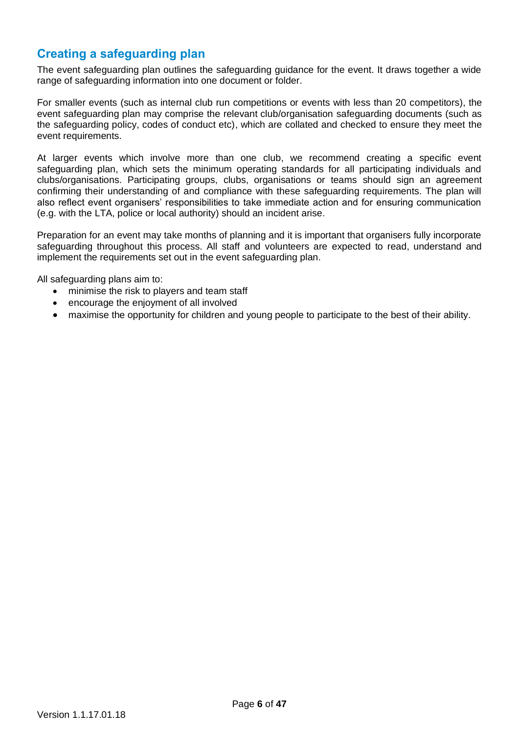## Creating a safeguarding plan

The event safeguarding plan outlines the safeguarding guidance for the event. It draws together a wide range of safeguarding information into one document or folder.

For smaller events (such as internal club run competitions or events with less than 20 competitors), the event safeguarding plan may comprise the relevant club/organisation safeguarding documents (such as the safeguarding policy, codes of conduct etc), which are collated and checked to ensure they meet the event requirements.

At larger events which involve more than one club, we recommend creating a specific event safeguarding plan, which sets the minimum operating standards for all participating individuals and clubs/organisations. Participating groups, clubs, organisations or teams should sign an agreement confirming their understanding of and compliance with these safeguarding requirements. The plan will also reflect event organisers' responsibilities to take immediate action and for ensuring communication (e.g. with the LTA, police or local authority) should an incident arise.

Preparation for an event may take months of planning and it is important that organisers fully incorporate safeguarding throughout this process. All staff and volunteers are expected to read, understand and implement the requirements set out in the event safeguarding plan.

All safeguarding plans aim to:

- minimise the risk to players and team staff
- encourage the enjoyment of all involved
- maximise the opportunity for children and young people to participate to the best of their ability.

Version 1.1.17.01.18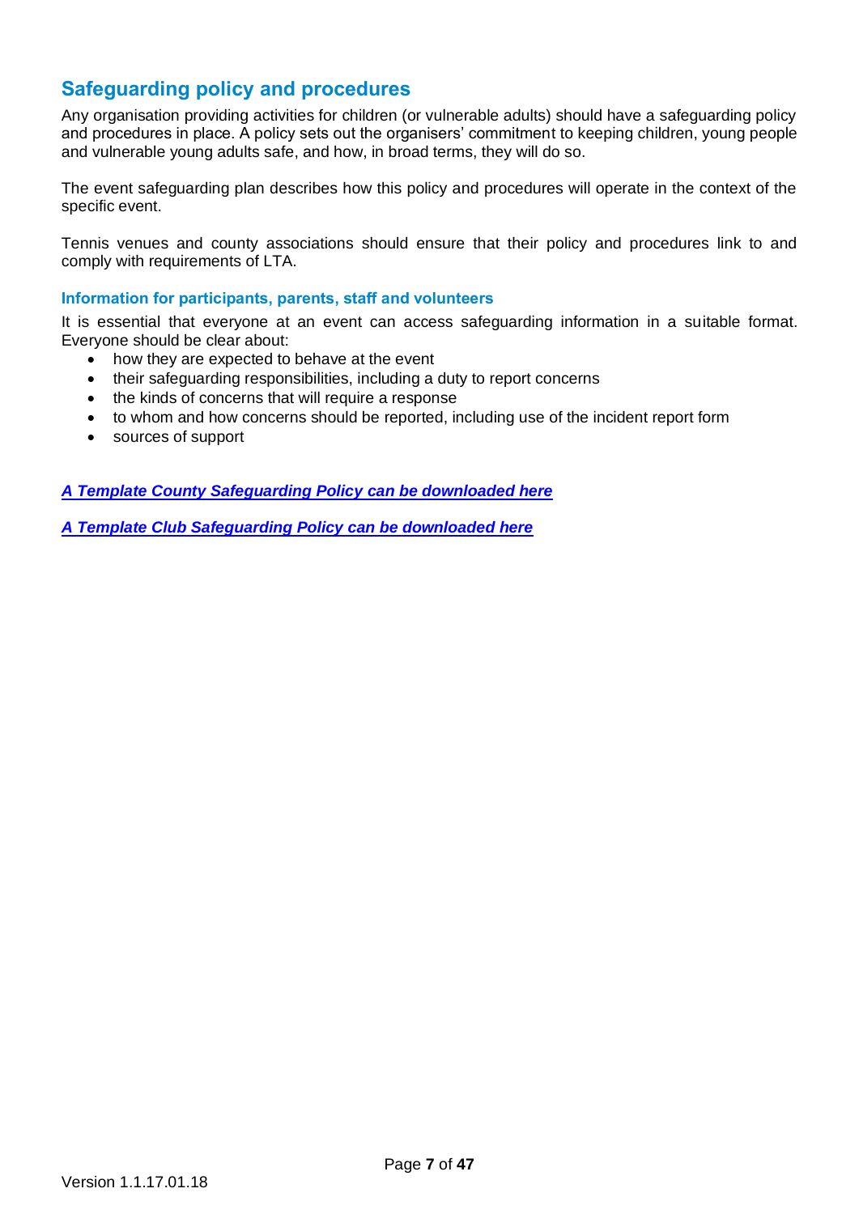## Safeguarding policy and procedures

Any organisation providing activities for children (or vulnerable adults) should have a safeguarding policy and procedures in place. A policy sets out the organisers' commitment to keeping children, young people and vulnerable young adults safe, and how, in broad terms, they will do so.

The event safeguarding plan describes how this policy and procedures will operate in the context of the specific event.

Tennis venues and county associations should ensure that their policy and procedures link to and comply with requirements of LTA.

### Information for participants, parents, staff and volunteers

It is essential that everyone at an event can access safeguarding information in a suitable format. Everyone should be clear about:

- how they are expected to behave at the event
- their safeguarding responsibilities, including a duty to report concerns
- the kinds of concerns that will require a response
- to whom and how concerns should be reported, including use of the incident report form
- sources of support

***A Template County Safeguarding Policy can be downloaded here***

***A Template Club Safeguarding Policy can be downloaded here***

Version 1.1.17.01.18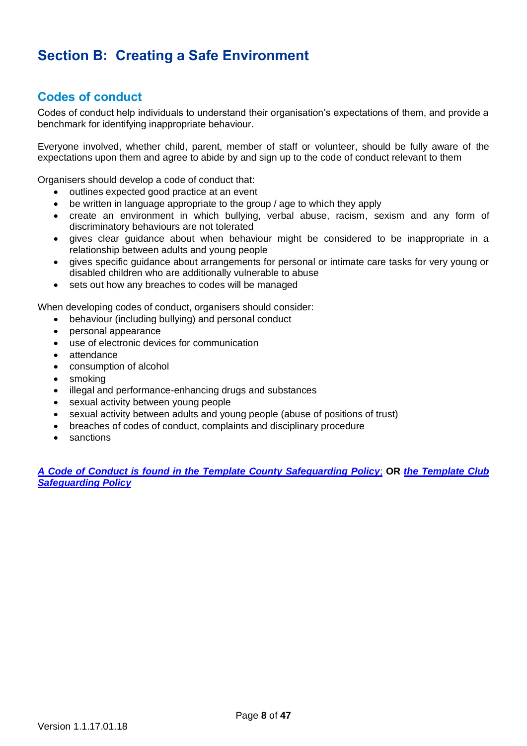# Section B: Creating a Safe Environment

## Codes of conduct

Codes of conduct help individuals to understand their organisation's expectations of them, and provide a benchmark for identifying inappropriate behaviour.

Everyone involved, whether child, parent, member of staff or volunteer, should be fully aware of the expectations upon them and agree to abide by and sign up to the code of conduct relevant to them

Organisers should develop a code of conduct that:

- outlines expected good practice at an event
- be written in language appropriate to the group / age to which they apply
- create an environment in which bullying, verbal abuse, racism, sexism and any form of discriminatory behaviours are not tolerated
- gives clear guidance about when behaviour might be considered to be inappropriate in a relationship between adults and young people
- gives specific guidance about arrangements for personal or intimate care tasks for very young or disabled children who are additionally vulnerable to abuse
- sets out how any breaches to codes will be managed

When developing codes of conduct, organisers should consider:

- behaviour (including bullying) and personal conduct
- personal appearance
- use of electronic devices for communication
- attendance
- consumption of alcohol
- smoking
- illegal and performance-enhancing drugs and substances
- sexual activity between young people
- sexual activity between adults and young people (abuse of positions of trust)
- breaches of codes of conduct, complaints and disciplinary procedure
- sanctions

***A Code of Conduct is found in the Template County Safeguarding Policy***; **OR** ***the Template Club Safeguarding Policy***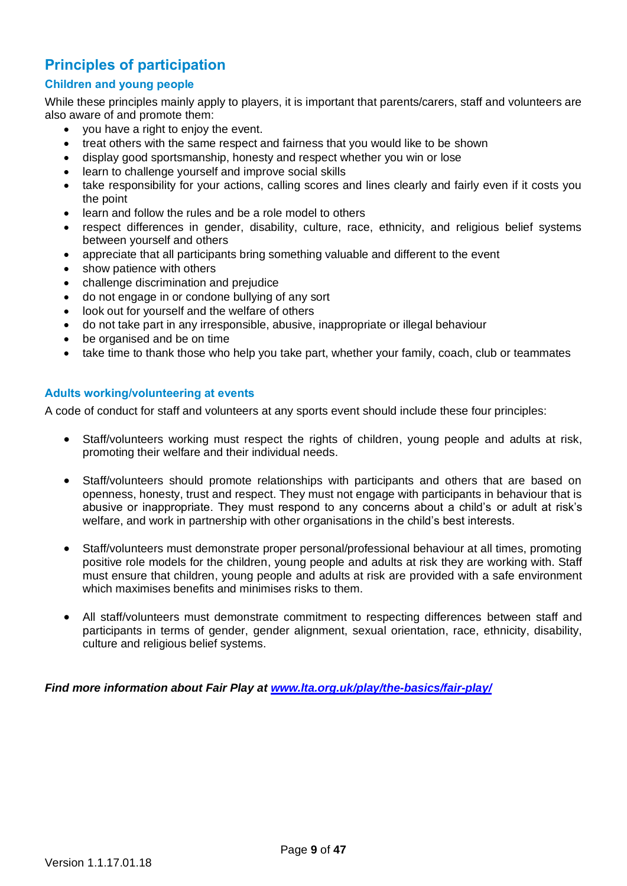## Principles of participation

### Children and young people

While these principles mainly apply to players, it is important that parents/carers, staff and volunteers are also aware of and promote them:

- you have a right to enjoy the event.
- treat others with the same respect and fairness that you would like to be shown
- display good sportsmanship, honesty and respect whether you win or lose
- learn to challenge yourself and improve social skills
- take responsibility for your actions, calling scores and lines clearly and fairly even if it costs you the point
- learn and follow the rules and be a role model to others
- respect differences in gender, disability, culture, race, ethnicity, and religious belief systems between yourself and others
- appreciate that all participants bring something valuable and different to the event
- show patience with others
- challenge discrimination and prejudice
- do not engage in or condone bullying of any sort
- look out for yourself and the welfare of others
- do not take part in any irresponsible, abusive, inappropriate or illegal behaviour
- be organised and be on time
- take time to thank those who help you take part, whether your family, coach, club or teammates

### Adults working/volunteering at events

A code of conduct for staff and volunteers at any sports event should include these four principles:

- Staff/volunteers working must respect the rights of children, young people and adults at risk, promoting their welfare and their individual needs.
- Staff/volunteers should promote relationships with participants and others that are based on openness, honesty, trust and respect. They must not engage with participants in behaviour that is abusive or inappropriate. They must respond to any concerns about a child's or adult at risk's welfare, and work in partnership with other organisations in the child's best interests.
- Staff/volunteers must demonstrate proper personal/professional behaviour at all times, promoting positive role models for the children, young people and adults at risk they are working with. Staff must ensure that children, young people and adults at risk are provided with a safe environment which maximises benefits and minimises risks to them.
- All staff/volunteers must demonstrate commitment to respecting differences between staff and participants in terms of gender, gender alignment, sexual orientation, race, ethnicity, disability, culture and religious belief systems.

***Find more information about Fair Play at [www.lta.org.uk/play/the-basics/fair-play/](http://www.lta.org.uk/play/the-basics/fair-play/)***

Version 1.1.17.01.18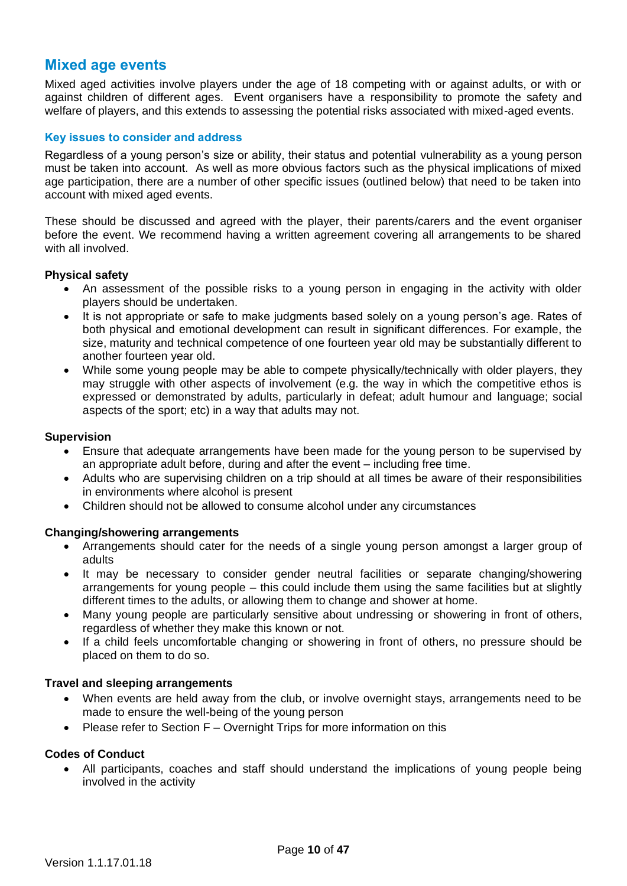## Mixed age events

Mixed aged activities involve players under the age of 18 competing with or against adults, or with or against children of different ages. Event organisers have a responsibility to promote the safety and welfare of players, and this extends to assessing the potential risks associated with mixed-aged events.

### Key issues to consider and address

Regardless of a young person's size or ability, their status and potential vulnerability as a young person must be taken into account. As well as more obvious factors such as the physical implications of mixed age participation, there are a number of other specific issues (outlined below) that need to be taken into account with mixed aged events.

These should be discussed and agreed with the player, their parents/carers and the event organiser before the event. We recommend having a written agreement covering all arrangements to be shared with all involved.

**Physical safety**

- An assessment of the possible risks to a young person in engaging in the activity with older players should be undertaken.
- It is not appropriate or safe to make judgments based solely on a young person's age. Rates of both physical and emotional development can result in significant differences. For example, the size, maturity and technical competence of one fourteen year old may be substantially different to another fourteen year old.
- While some young people may be able to compete physically/technically with older players, they may struggle with other aspects of involvement (e.g. the way in which the competitive ethos is expressed or demonstrated by adults, particularly in defeat; adult humour and language; social aspects of the sport; etc) in a way that adults may not.

**Supervision**

- Ensure that adequate arrangements have been made for the young person to be supervised by an appropriate adult before, during and after the event – including free time.
- Adults who are supervising children on a trip should at all times be aware of their responsibilities in environments where alcohol is present
- Children should not be allowed to consume alcohol under any circumstances

**Changing/showering arrangements**

- Arrangements should cater for the needs of a single young person amongst a larger group of adults
- It may be necessary to consider gender neutral facilities or separate changing/showering arrangements for young people – this could include them using the same facilities but at slightly different times to the adults, or allowing them to change and shower at home.
- Many young people are particularly sensitive about undressing or showering in front of others, regardless of whether they make this known or not.
- If a child feels uncomfortable changing or showering in front of others, no pressure should be placed on them to do so.

**Travel and sleeping arrangements**

- When events are held away from the club, or involve overnight stays, arrangements need to be made to ensure the well-being of the young person
- Please refer to Section F – Overnight Trips for more information on this

**Codes of Conduct**

- All participants, coaches and staff should understand the implications of young people being involved in the activity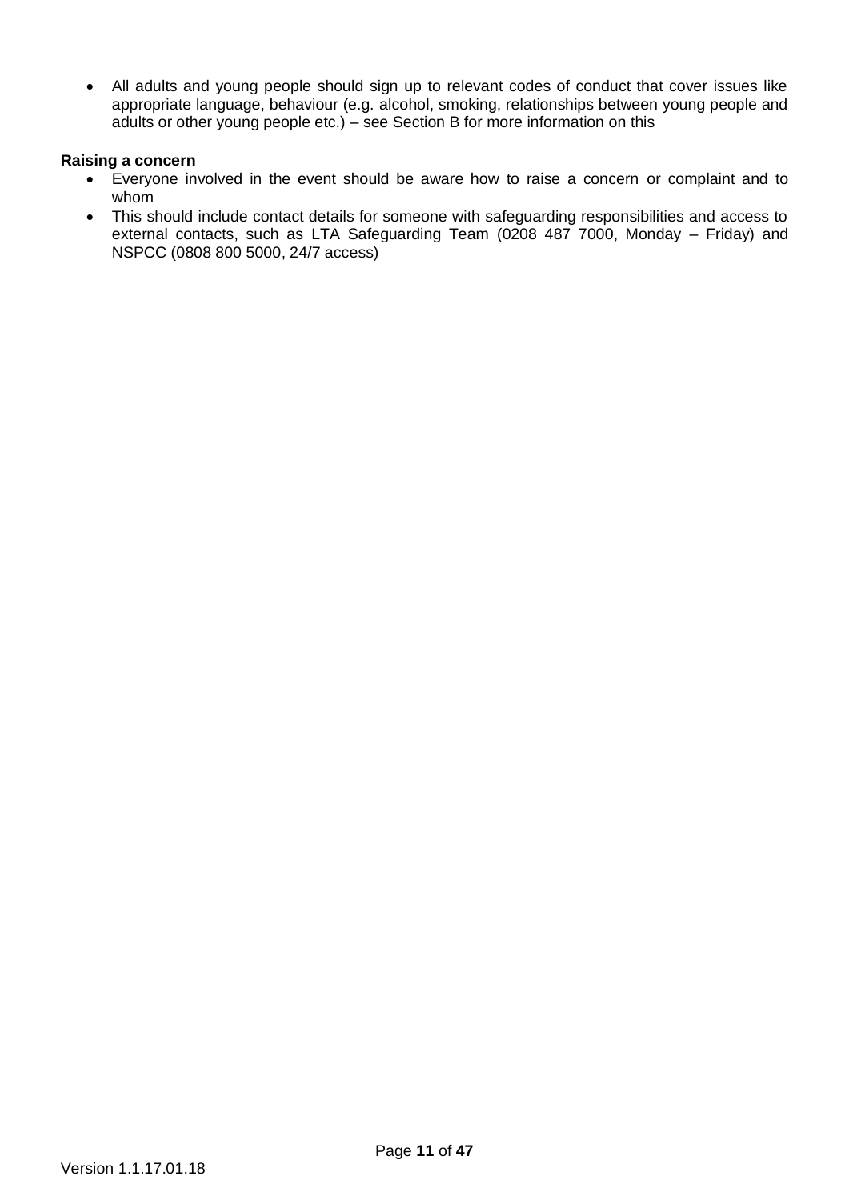- All adults and young people should sign up to relevant codes of conduct that cover issues like appropriate language, behaviour (e.g. alcohol, smoking, relationships between young people and adults or other young people etc.) – see Section B for more information on this

**Raising a concern**

- Everyone involved in the event should be aware how to raise a concern or complaint and to whom
- This should include contact details for someone with safeguarding responsibilities and access to external contacts, such as LTA Safeguarding Team (0208 487 7000, Monday – Friday) and NSPCC (0808 800 5000, 24/7 access)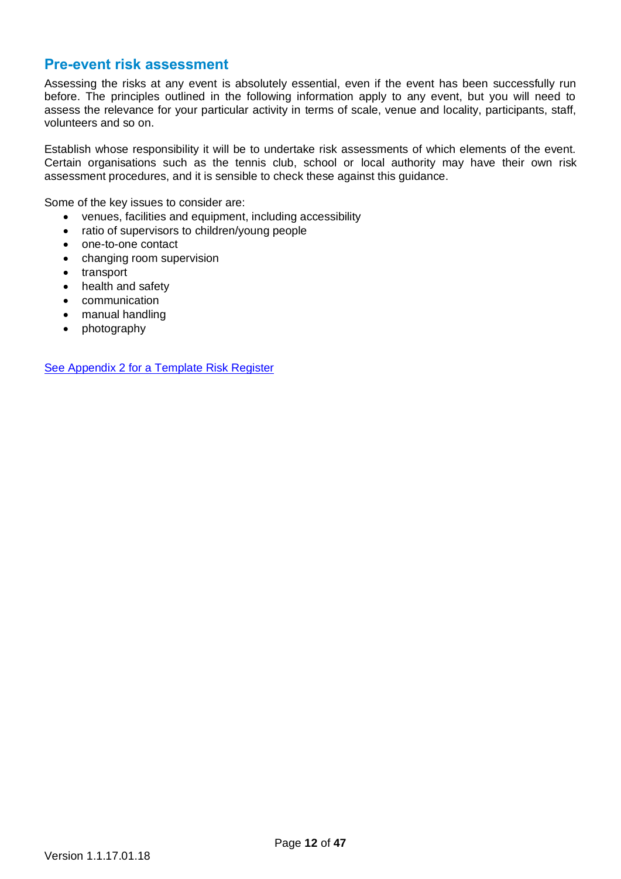## Pre-event risk assessment

Assessing the risks at any event is absolutely essential, even if the event has been successfully run before. The principles outlined in the following information apply to any event, but you will need to assess the relevance for your particular activity in terms of scale, venue and locality, participants, staff, volunteers and so on.

Establish whose responsibility it will be to undertake risk assessments of which elements of the event. Certain organisations such as the tennis club, school or local authority may have their own risk assessment procedures, and it is sensible to check these against this guidance.

Some of the key issues to consider are:

- venues, facilities and equipment, including accessibility
- ratio of supervisors to children/young people
- one-to-one contact
- changing room supervision
- transport
- health and safety
- communication
- manual handling
- photography

See Appendix 2 for a Template Risk Register

Version 1.1.17.01.18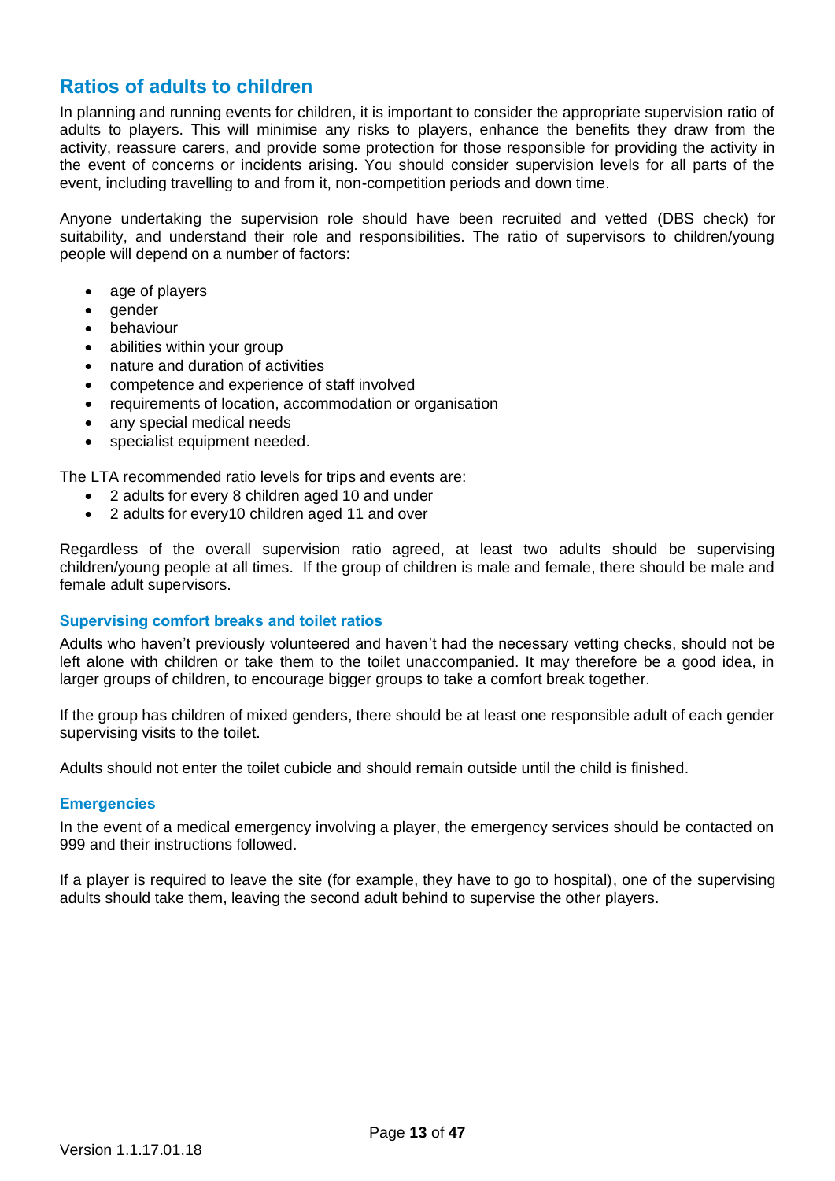## Ratios of adults to children

In planning and running events for children, it is important to consider the appropriate supervision ratio of adults to players. This will minimise any risks to players, enhance the benefits they draw from the activity, reassure carers, and provide some protection for those responsible for providing the activity in the event of concerns or incidents arising. You should consider supervision levels for all parts of the event, including travelling to and from it, non-competition periods and down time.

Anyone undertaking the supervision role should have been recruited and vetted (DBS check) for suitability, and understand their role and responsibilities. The ratio of supervisors to children/young people will depend on a number of factors:

- age of players
- gender
- behaviour
- abilities within your group
- nature and duration of activities
- competence and experience of staff involved
- requirements of location, accommodation or organisation
- any special medical needs
- specialist equipment needed.

The LTA recommended ratio levels for trips and events are:

- 2 adults for every 8 children aged 10 and under
- 2 adults for every10 children aged 11 and over

Regardless of the overall supervision ratio agreed, at least two adults should be supervising children/young people at all times. If the group of children is male and female, there should be male and female adult supervisors.

### Supervising comfort breaks and toilet ratios

Adults who haven't previously volunteered and haven't had the necessary vetting checks, should not be left alone with children or take them to the toilet unaccompanied. It may therefore be a good idea, in larger groups of children, to encourage bigger groups to take a comfort break together.

If the group has children of mixed genders, there should be at least one responsible adult of each gender supervising visits to the toilet.

Adults should not enter the toilet cubicle and should remain outside until the child is finished.

### Emergencies

In the event of a medical emergency involving a player, the emergency services should be contacted on 999 and their instructions followed.

If a player is required to leave the site (for example, they have to go to hospital), one of the supervising adults should take them, leaving the second adult behind to supervise the other players.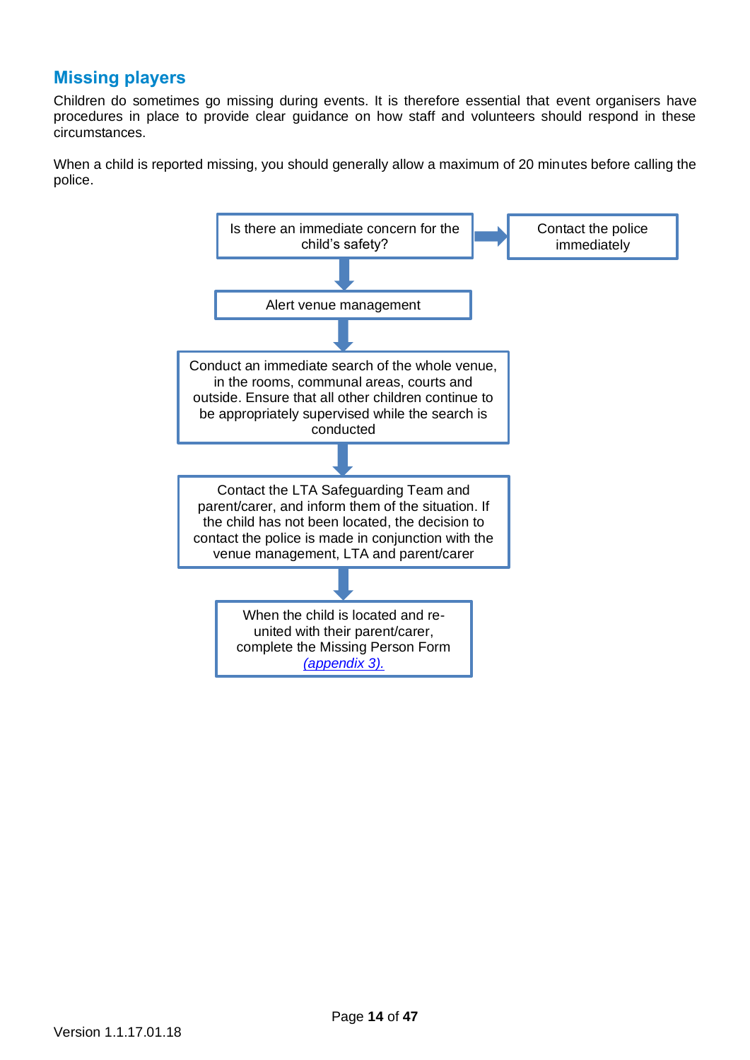## Missing players

Children do sometimes go missing during events. It is therefore essential that event organisers have procedures in place to provide clear guidance on how staff and volunteers should respond in these circumstances.

When a child is reported missing, you should generally allow a maximum of 20 minutes before calling the police.

Is there an immediate concern for the child's safety? → Contact the police immediately

↓

Alert venue management

↓

Conduct an immediate search of the whole venue, in the rooms, communal areas, courts and outside. Ensure that all other children continue to be appropriately supervised while the search is conducted

↓

Contact the LTA Safeguarding Team and parent/carer, and inform them of the situation. If the child has not been located, the decision to contact the police is made in conjunction with the venue management, LTA and parent/carer

↓

When the child is located and re-united with their parent/carer, complete the Missing Person Form *(appendix 3).*

Version 1.1.17.01.18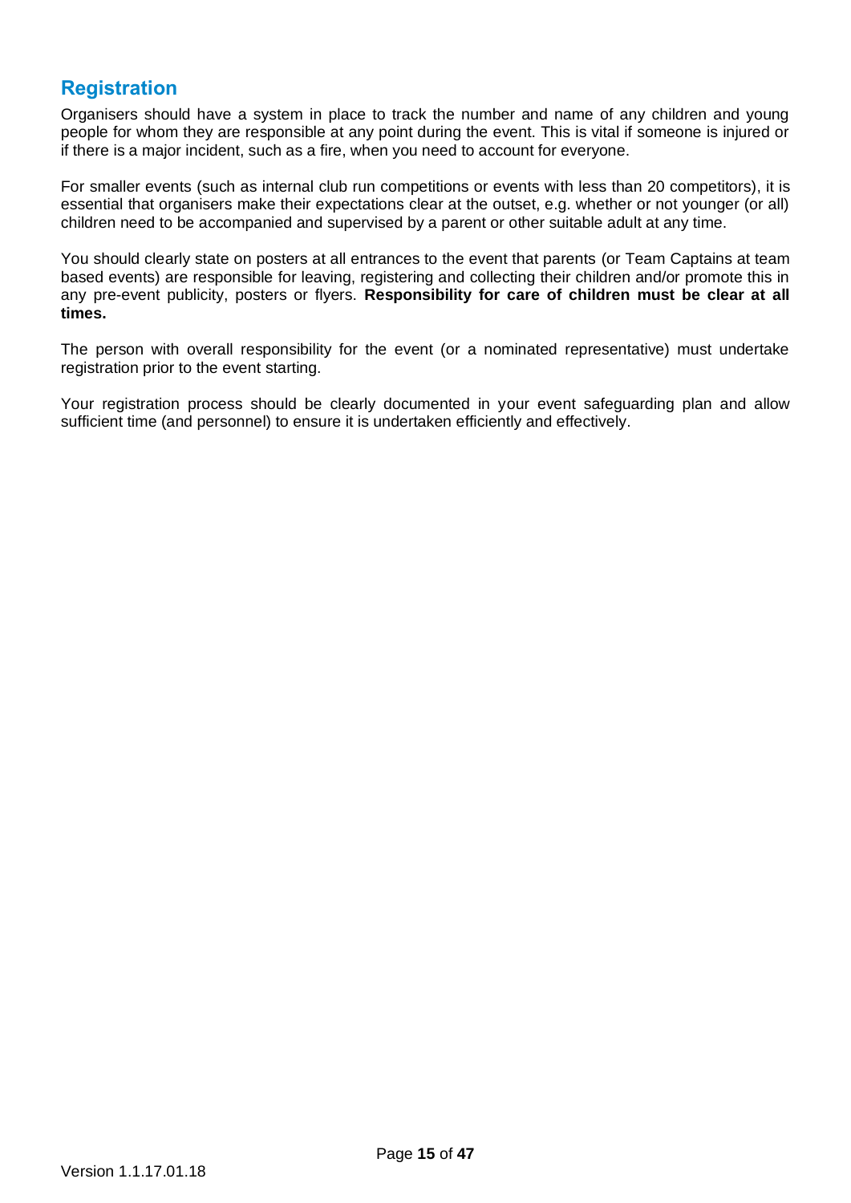## Registration

Organisers should have a system in place to track the number and name of any children and young people for whom they are responsible at any point during the event. This is vital if someone is injured or if there is a major incident, such as a fire, when you need to account for everyone.

For smaller events (such as internal club run competitions or events with less than 20 competitors), it is essential that organisers make their expectations clear at the outset, e.g. whether or not younger (or all) children need to be accompanied and supervised by a parent or other suitable adult at any time.

You should clearly state on posters at all entrances to the event that parents (or Team Captains at team based events) are responsible for leaving, registering and collecting their children and/or promote this in any pre-event publicity, posters or flyers. **Responsibility for care of children must be clear at all times.**

The person with overall responsibility for the event (or a nominated representative) must undertake registration prior to the event starting.

Your registration process should be clearly documented in your event safeguarding plan and allow sufficient time (and personnel) to ensure it is undertaken efficiently and effectively.

Version 1.1.17.01.18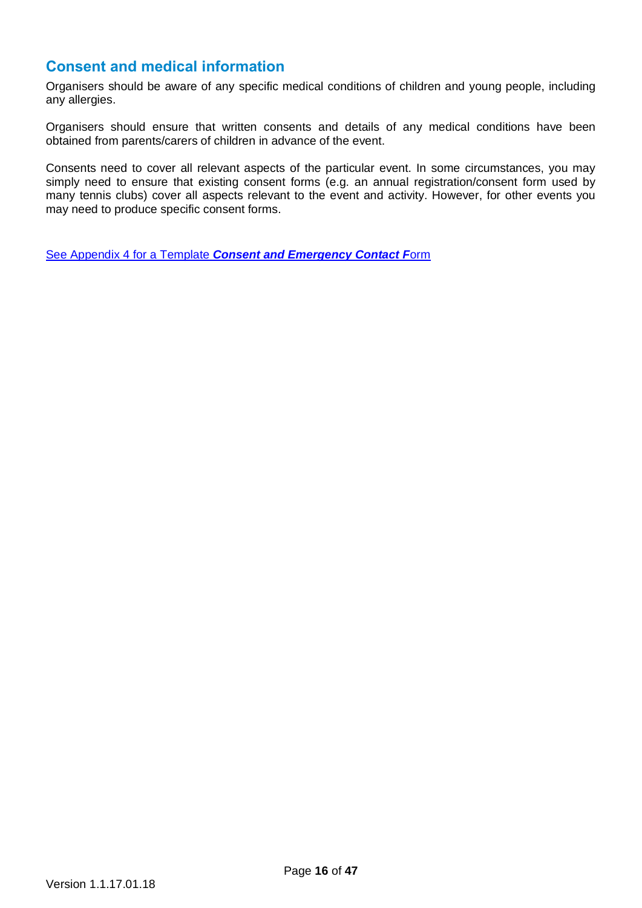## Consent and medical information

Organisers should be aware of any specific medical conditions of children and young people, including any allergies.

Organisers should ensure that written consents and details of any medical conditions have been obtained from parents/carers of children in advance of the event.

Consents need to cover all relevant aspects of the particular event. In some circumstances, you may simply need to ensure that existing consent forms (e.g. an annual registration/consent form used by many tennis clubs) cover all aspects relevant to the event and activity. However, for other events you may need to produce specific consent forms.

See Appendix 4 for a Template ***Consent and Emergency Contact F***orm

Version 1.1.17.01.18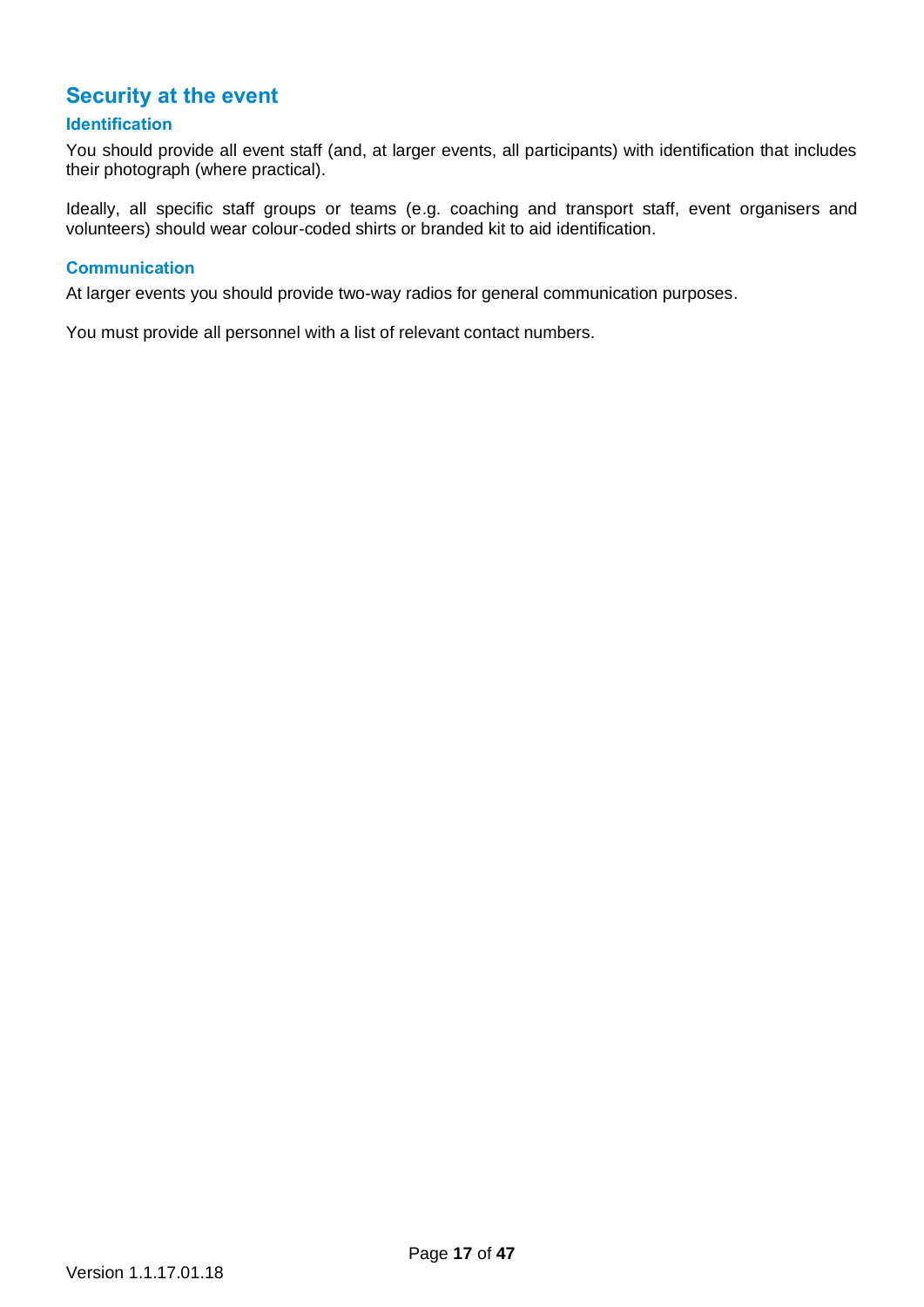## Security at the event

### Identification

You should provide all event staff (and, at larger events, all participants) with identification that includes their photograph (where practical).

Ideally, all specific staff groups or teams (e.g. coaching and transport staff, event organisers and volunteers) should wear colour-coded shirts or branded kit to aid identification.

### Communication

At larger events you should provide two-way radios for general communication purposes.

You must provide all personnel with a list of relevant contact numbers.

Version 1.1.17.01.18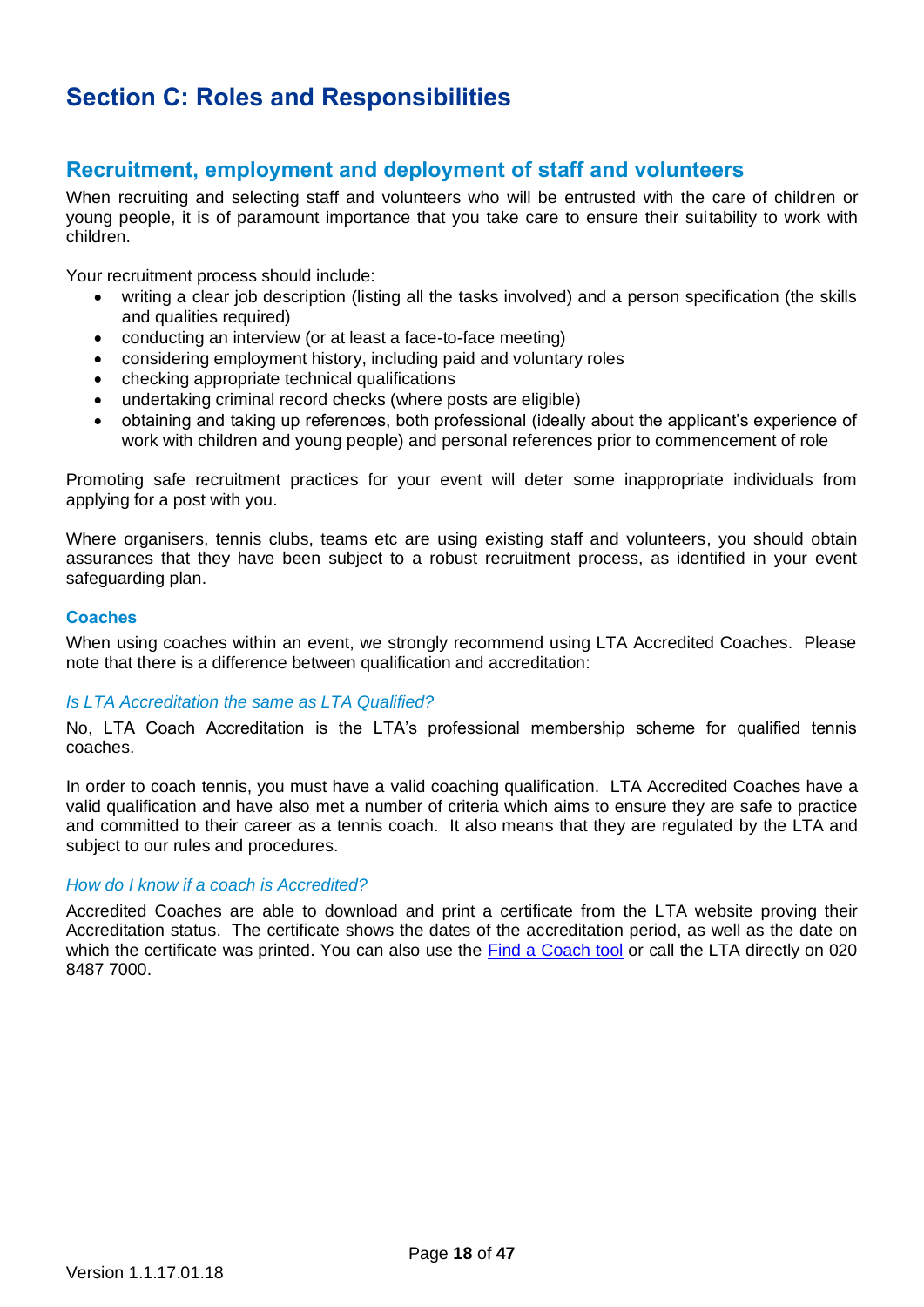# Section C: Roles and Responsibilities

## Recruitment, employment and deployment of staff and volunteers

When recruiting and selecting staff and volunteers who will be entrusted with the care of children or young people, it is of paramount importance that you take care to ensure their suitability to work with children.

Your recruitment process should include:

- writing a clear job description (listing all the tasks involved) and a person specification (the skills and qualities required)
- conducting an interview (or at least a face-to-face meeting)
- considering employment history, including paid and voluntary roles
- checking appropriate technical qualifications
- undertaking criminal record checks (where posts are eligible)
- obtaining and taking up references, both professional (ideally about the applicant's experience of work with children and young people) and personal references prior to commencement of role

Promoting safe recruitment practices for your event will deter some inappropriate individuals from applying for a post with you.

Where organisers, tennis clubs, teams etc are using existing staff and volunteers, you should obtain assurances that they have been subject to a robust recruitment process, as identified in your event safeguarding plan.

### Coaches

When using coaches within an event, we strongly recommend using LTA Accredited Coaches. Please note that there is a difference between qualification and accreditation:

*Is LTA Accreditation the same as LTA Qualified?*

No, LTA Coach Accreditation is the LTA's professional membership scheme for qualified tennis coaches.

In order to coach tennis, you must have a valid coaching qualification. LTA Accredited Coaches have a valid qualification and have also met a number of criteria which aims to ensure they are safe to practice and committed to their career as a tennis coach. It also means that they are regulated by the LTA and subject to our rules and procedures.

*How do I know if a coach is Accredited?*

Accredited Coaches are able to download and print a certificate from the LTA website proving their Accreditation status. The certificate shows the dates of the accreditation period, as well as the date on which the certificate was printed. You can also use the Find a Coach tool or call the LTA directly on 020 8487 7000.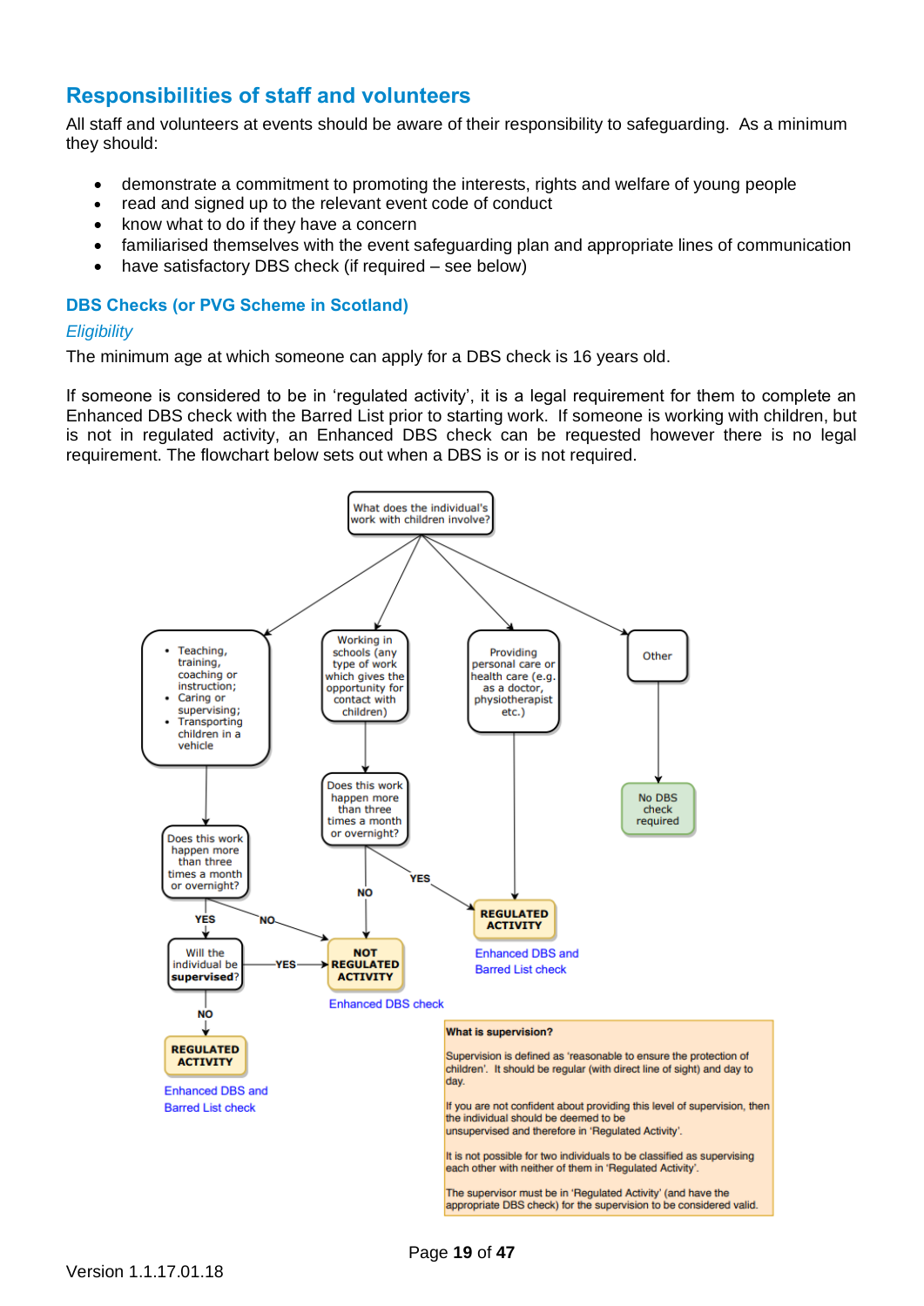## Responsibilities of staff and volunteers

All staff and volunteers at events should be aware of their responsibility to safeguarding. As a minimum they should:

- demonstrate a commitment to promoting the interests, rights and welfare of young people
- read and signed up to the relevant event code of conduct
- know what to do if they have a concern
- familiarised themselves with the event safeguarding plan and appropriate lines of communication
- have satisfactory DBS check (if required – see below)

### DBS Checks (or PVG Scheme in Scotland)

*Eligibility*

The minimum age at which someone can apply for a DBS check is 16 years old.

If someone is considered to be in 'regulated activity', it is a legal requirement for them to complete an Enhanced DBS check with the Barred List prior to starting work. If someone is working with children, but is not in regulated activity, an Enhanced DBS check can be requested however there is no legal requirement. The flowchart below sets out when a DBS is or is not required.

What does the individual's work with children involve?

- Teaching, training, coaching or instruction; Caring or supervising; Transporting children in a vehicle → Does this work happen more than three times a month or overnight?
  - NO → NOT REGULATED ACTIVITY (Enhanced DBS check)
  - YES → Will the individual be **supervised**?
    - YES → NOT REGULATED ACTIVITY (Enhanced DBS check)
    - NO → REGULATED ACTIVITY (Enhanced DBS and Barred List check)
- Working in schools (any type of work which gives the opportunity for contact with children) → Does this work happen more than three times a month or overnight?
  - NO → NOT REGULATED ACTIVITY (Enhanced DBS check)
  - YES → REGULATED ACTIVITY (Enhanced DBS and Barred List check)
- Providing personal care or health care (e.g. as a doctor, physiotherapist etc.) → REGULATED ACTIVITY (Enhanced DBS and Barred List check)
- Other → No DBS check required

**What is supervision?**

Supervision is defined as 'reasonable to ensure the protection of children'. It should be regular (with direct line of sight) and day to day.

If you are not confident about providing this level of supervision, then the individual should be deemed to be unsupervised and therefore in 'Regulated Activity'.

It is not possible for two individuals to be classified as supervising each other with neither of them in 'Regulated Activity'.

The supervisor must be in 'Regulated Activity' (and have the appropriate DBS check) for the supervision to be considered valid.

Version 1.1.17.01.18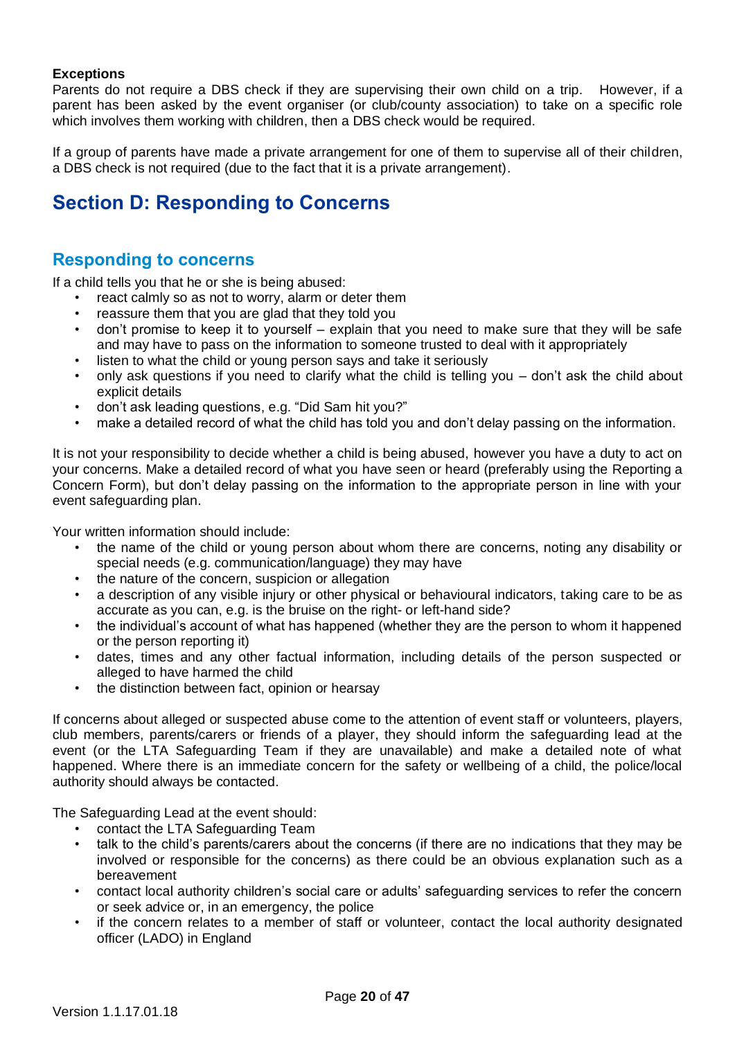**Exceptions**

Parents do not require a DBS check if they are supervising their own child on a trip. However, if a parent has been asked by the event organiser (or club/county association) to take on a specific role which involves them working with children, then a DBS check would be required.

If a group of parents have made a private arrangement for one of them to supervise all of their children, a DBS check is not required (due to the fact that it is a private arrangement).

# Section D: Responding to Concerns

## Responding to concerns

If a child tells you that he or she is being abused:

- react calmly so as not to worry, alarm or deter them
- reassure them that you are glad that they told you
- don't promise to keep it to yourself – explain that you need to make sure that they will be safe and may have to pass on the information to someone trusted to deal with it appropriately
- listen to what the child or young person says and take it seriously
- only ask questions if you need to clarify what the child is telling you – don't ask the child about explicit details
- don't ask leading questions, e.g. "Did Sam hit you?"
- make a detailed record of what the child has told you and don't delay passing on the information.

It is not your responsibility to decide whether a child is being abused, however you have a duty to act on your concerns. Make a detailed record of what you have seen or heard (preferably using the Reporting a Concern Form), but don't delay passing on the information to the appropriate person in line with your event safeguarding plan.

Your written information should include:

- the name of the child or young person about whom there are concerns, noting any disability or special needs (e.g. communication/language) they may have
- the nature of the concern, suspicion or allegation
- a description of any visible injury or other physical or behavioural indicators, taking care to be as accurate as you can, e.g. is the bruise on the right- or left-hand side?
- the individual's account of what has happened (whether they are the person to whom it happened or the person reporting it)
- dates, times and any other factual information, including details of the person suspected or alleged to have harmed the child
- the distinction between fact, opinion or hearsay

If concerns about alleged or suspected abuse come to the attention of event staff or volunteers, players, club members, parents/carers or friends of a player, they should inform the safeguarding lead at the event (or the LTA Safeguarding Team if they are unavailable) and make a detailed note of what happened. Where there is an immediate concern for the safety or wellbeing of a child, the police/local authority should always be contacted.

The Safeguarding Lead at the event should:

- contact the LTA Safeguarding Team
- talk to the child's parents/carers about the concerns (if there are no indications that they may be involved or responsible for the concerns) as there could be an obvious explanation such as a bereavement
- contact local authority children's social care or adults' safeguarding services to refer the concern or seek advice or, in an emergency, the police
- if the concern relates to a member of staff or volunteer, contact the local authority designated officer (LADO) in England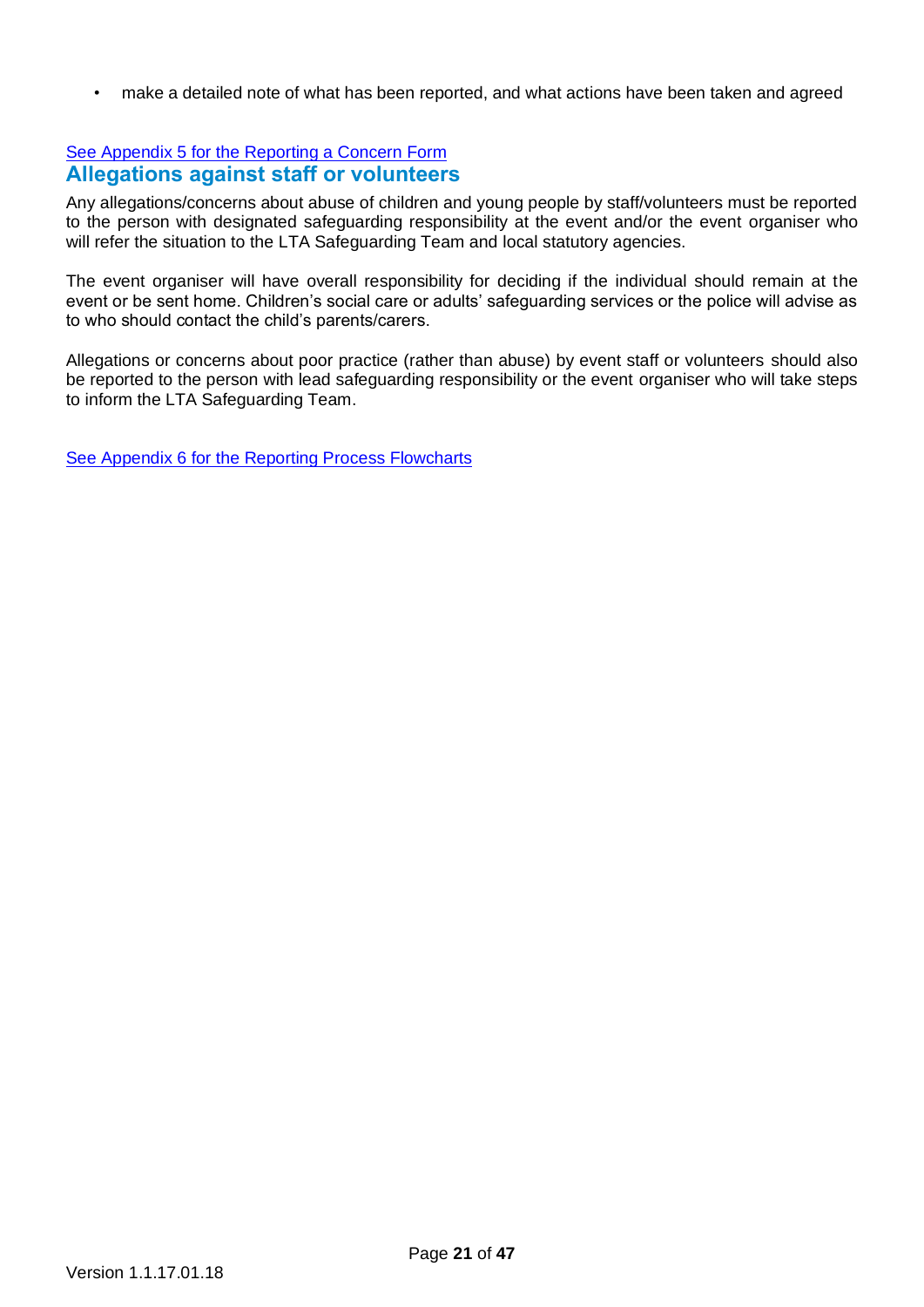- make a detailed note of what has been reported, and what actions have been taken and agreed

See Appendix 5 for the Reporting a Concern Form

## Allegations against staff or volunteers

Any allegations/concerns about abuse of children and young people by staff/volunteers must be reported to the person with designated safeguarding responsibility at the event and/or the event organiser who will refer the situation to the LTA Safeguarding Team and local statutory agencies.

The event organiser will have overall responsibility for deciding if the individual should remain at the event or be sent home. Children's social care or adults' safeguarding services or the police will advise as to who should contact the child's parents/carers.

Allegations or concerns about poor practice (rather than abuse) by event staff or volunteers should also be reported to the person with lead safeguarding responsibility or the event organiser who will take steps to inform the LTA Safeguarding Team.

See Appendix 6 for the Reporting Process Flowcharts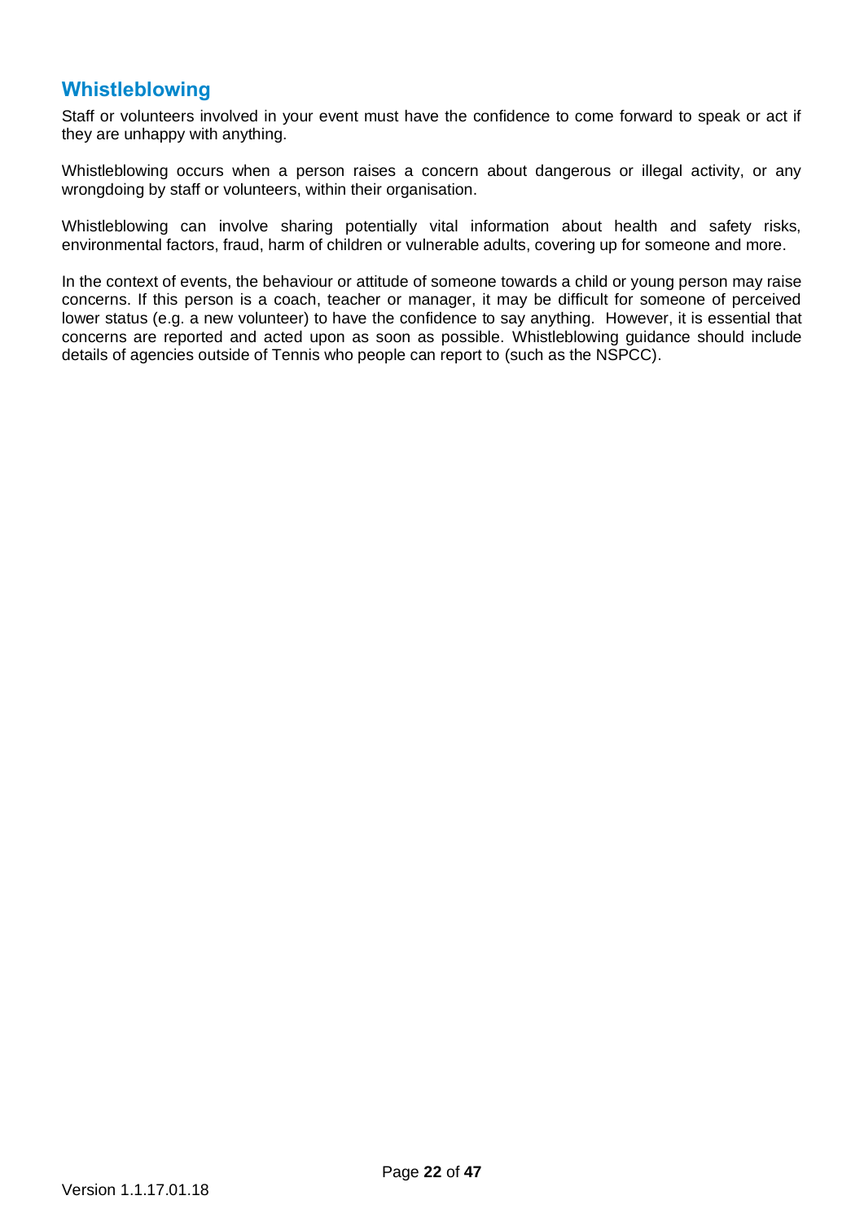## Whistleblowing

Staff or volunteers involved in your event must have the confidence to come forward to speak or act if they are unhappy with anything.

Whistleblowing occurs when a person raises a concern about dangerous or illegal activity, or any wrongdoing by staff or volunteers, within their organisation.

Whistleblowing can involve sharing potentially vital information about health and safety risks, environmental factors, fraud, harm of children or vulnerable adults, covering up for someone and more.

In the context of events, the behaviour or attitude of someone towards a child or young person may raise concerns. If this person is a coach, teacher or manager, it may be difficult for someone of perceived lower status (e.g. a new volunteer) to have the confidence to say anything. However, it is essential that concerns are reported and acted upon as soon as possible. Whistleblowing guidance should include details of agencies outside of Tennis who people can report to (such as the NSPCC).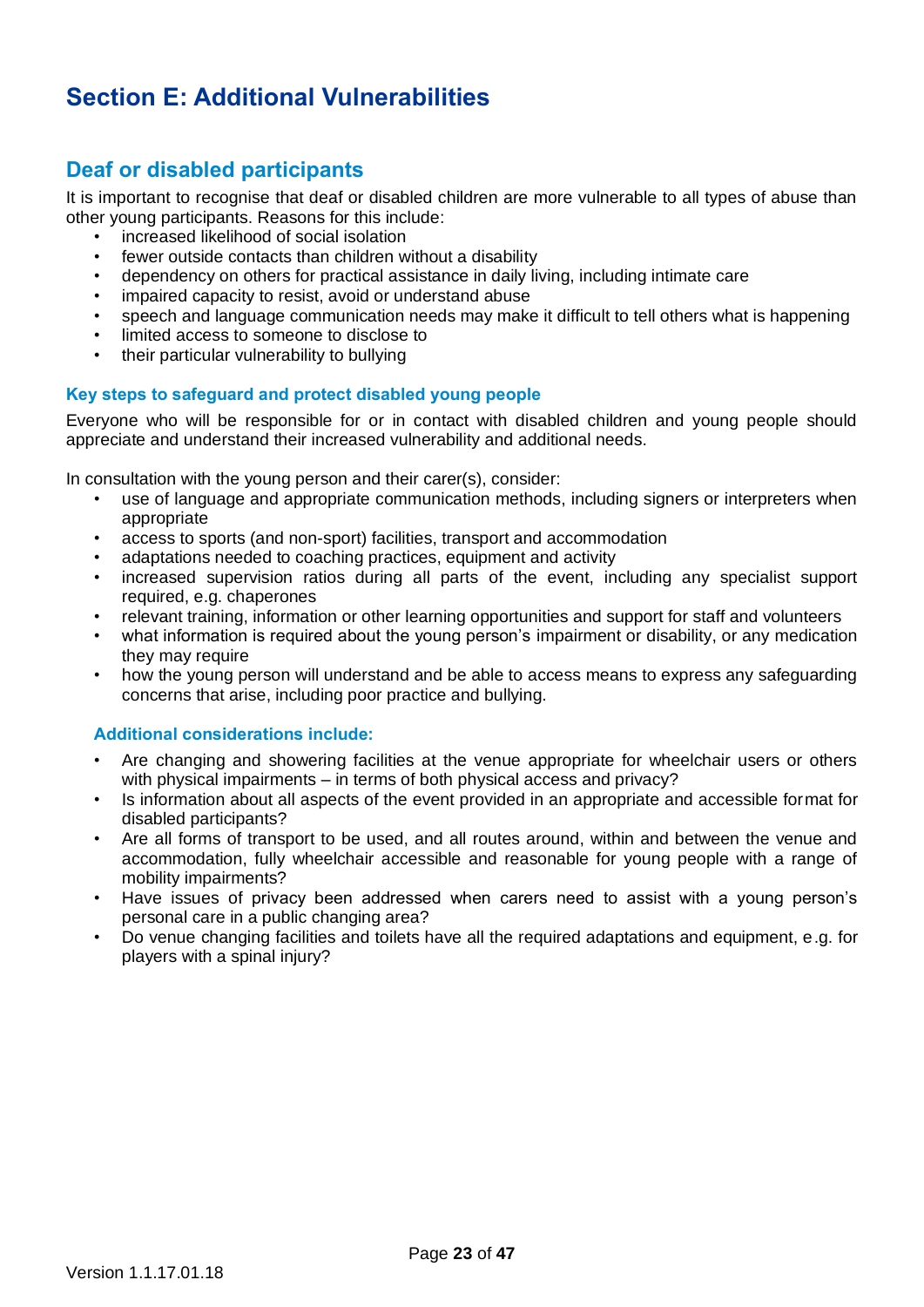# Section E: Additional Vulnerabilities

## Deaf or disabled participants

It is important to recognise that deaf or disabled children are more vulnerable to all types of abuse than other young participants. Reasons for this include:

- increased likelihood of social isolation
- fewer outside contacts than children without a disability
- dependency on others for practical assistance in daily living, including intimate care
- impaired capacity to resist, avoid or understand abuse
- speech and language communication needs may make it difficult to tell others what is happening
- limited access to someone to disclose to
- their particular vulnerability to bullying

### Key steps to safeguard and protect disabled young people

Everyone who will be responsible for or in contact with disabled children and young people should appreciate and understand their increased vulnerability and additional needs.

In consultation with the young person and their carer(s), consider:

- use of language and appropriate communication methods, including signers or interpreters when appropriate
- access to sports (and non-sport) facilities, transport and accommodation
- adaptations needed to coaching practices, equipment and activity
- increased supervision ratios during all parts of the event, including any specialist support required, e.g. chaperones
- relevant training, information or other learning opportunities and support for staff and volunteers
- what information is required about the young person's impairment or disability, or any medication they may require
- how the young person will understand and be able to access means to express any safeguarding concerns that arise, including poor practice and bullying.

#### Additional considerations include:

- Are changing and showering facilities at the venue appropriate for wheelchair users or others with physical impairments – in terms of both physical access and privacy?
- Is information about all aspects of the event provided in an appropriate and accessible format for disabled participants?
- Are all forms of transport to be used, and all routes around, within and between the venue and accommodation, fully wheelchair accessible and reasonable for young people with a range of mobility impairments?
- Have issues of privacy been addressed when carers need to assist with a young person's personal care in a public changing area?
- Do venue changing facilities and toilets have all the required adaptations and equipment, e.g. for players with a spinal injury?

Version 1.1.17.01.18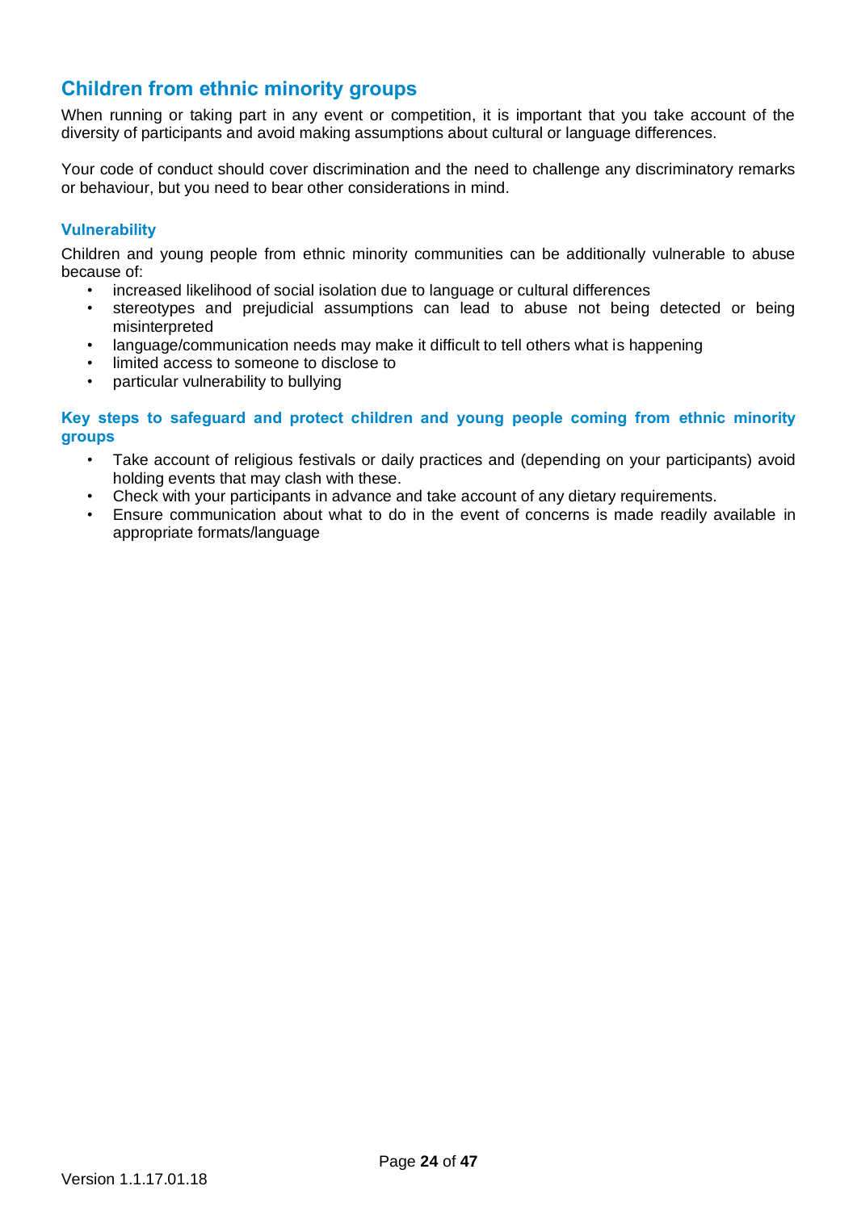## Children from ethnic minority groups

When running or taking part in any event or competition, it is important that you take account of the diversity of participants and avoid making assumptions about cultural or language differences.

Your code of conduct should cover discrimination and the need to challenge any discriminatory remarks or behaviour, but you need to bear other considerations in mind.

### Vulnerability

Children and young people from ethnic minority communities can be additionally vulnerable to abuse because of:

- increased likelihood of social isolation due to language or cultural differences
- stereotypes and prejudicial assumptions can lead to abuse not being detected or being misinterpreted
- language/communication needs may make it difficult to tell others what is happening
- limited access to someone to disclose to
- particular vulnerability to bullying

### Key steps to safeguard and protect children and young people coming from ethnic minority groups

- Take account of religious festivals or daily practices and (depending on your participants) avoid holding events that may clash with these.
- Check with your participants in advance and take account of any dietary requirements.
- Ensure communication about what to do in the event of concerns is made readily available in appropriate formats/language

Version 1.1.17.01.18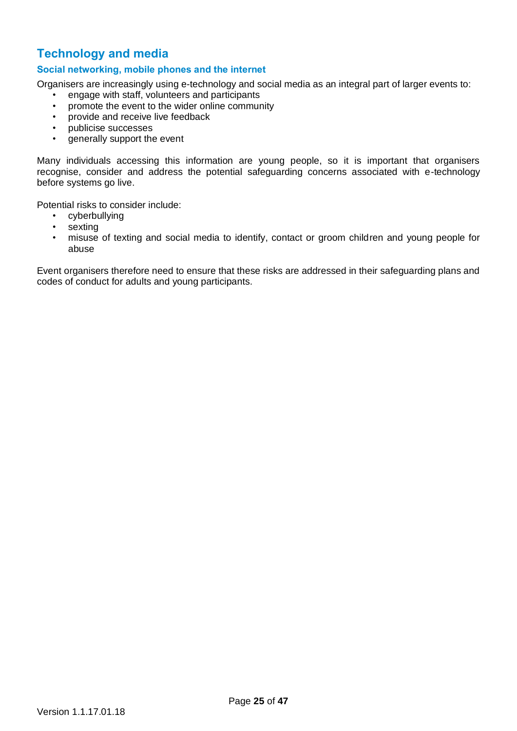## Technology and media

### Social networking, mobile phones and the internet

Organisers are increasingly using e-technology and social media as an integral part of larger events to:

- engage with staff, volunteers and participants
- promote the event to the wider online community
- provide and receive live feedback
- publicise successes
- generally support the event

Many individuals accessing this information are young people, so it is important that organisers recognise, consider and address the potential safeguarding concerns associated with e-technology before systems go live.

Potential risks to consider include:

- cyberbullying
- sexting
- misuse of texting and social media to identify, contact or groom children and young people for abuse

Event organisers therefore need to ensure that these risks are addressed in their safeguarding plans and codes of conduct for adults and young participants.

Version 1.1.17.01.18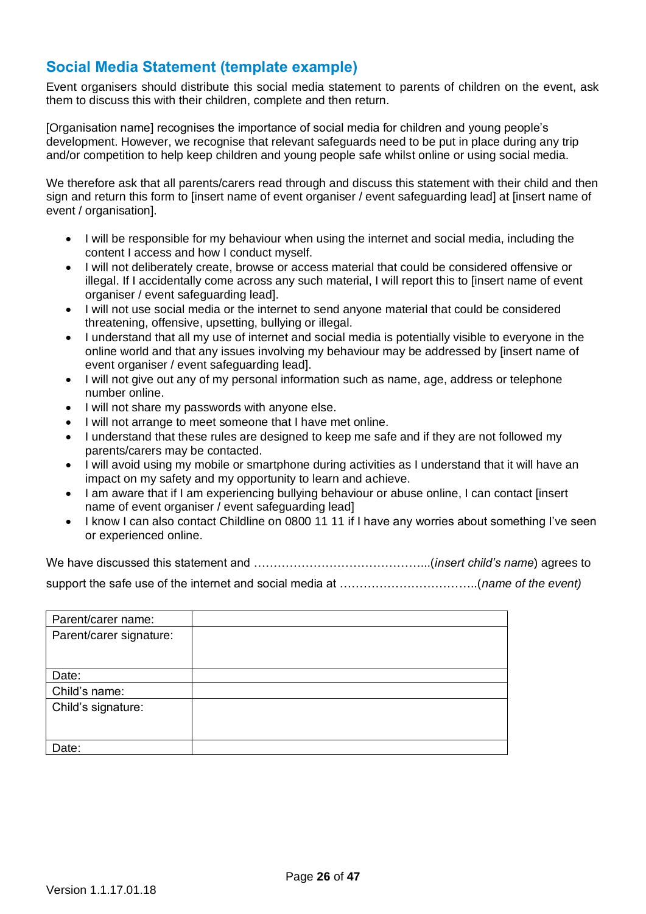## Social Media Statement (template example)

Event organisers should distribute this social media statement to parents of children on the event, ask them to discuss this with their children, complete and then return.

[Organisation name] recognises the importance of social media for children and young people's development. However, we recognise that relevant safeguards need to be put in place during any trip and/or competition to help keep children and young people safe whilst online or using social media.

We therefore ask that all parents/carers read through and discuss this statement with their child and then sign and return this form to [insert name of event organiser / event safeguarding lead] at [insert name of event / organisation].

- I will be responsible for my behaviour when using the internet and social media, including the content I access and how I conduct myself.
- I will not deliberately create, browse or access material that could be considered offensive or illegal. If I accidentally come across any such material, I will report this to [insert name of event organiser / event safeguarding lead].
- I will not use social media or the internet to send anyone material that could be considered threatening, offensive, upsetting, bullying or illegal.
- I understand that all my use of internet and social media is potentially visible to everyone in the online world and that any issues involving my behaviour may be addressed by [insert name of event organiser / event safeguarding lead].
- I will not give out any of my personal information such as name, age, address or telephone number online.
- I will not share my passwords with anyone else.
- I will not arrange to meet someone that I have met online.
- I understand that these rules are designed to keep me safe and if they are not followed my parents/carers may be contacted.
- I will avoid using my mobile or smartphone during activities as I understand that it will have an impact on my safety and my opportunity to learn and achieve.
- I am aware that if I am experiencing bullying behaviour or abuse online, I can contact [insert name of event organiser / event safeguarding lead]
- I know I can also contact Childline on 0800 11 11 if I have any worries about something I've seen or experienced online.

We have discussed this statement and ……………………………………..(*insert child's name*) agrees to support the safe use of the internet and social media at ……………………………..(*name of the event)*

| Parent/carer name: | |
|---|---|
| Parent/carer signature: | |
| Date: | |
| Child's name: | |
| Child's signature: | |
| Date: | |

Version 1.1.17.01.18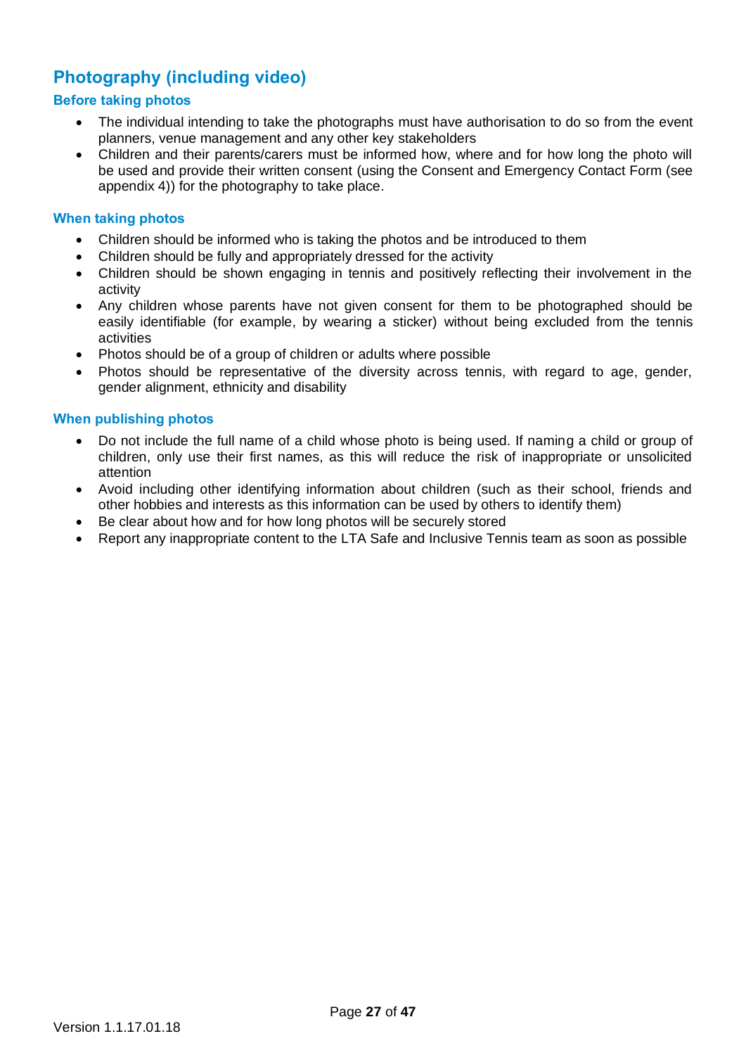## Photography (including video)

### Before taking photos

- The individual intending to take the photographs must have authorisation to do so from the event planners, venue management and any other key stakeholders
- Children and their parents/carers must be informed how, where and for how long the photo will be used and provide their written consent (using the Consent and Emergency Contact Form (see appendix 4)) for the photography to take place.

### When taking photos

- Children should be informed who is taking the photos and be introduced to them
- Children should be fully and appropriately dressed for the activity
- Children should be shown engaging in tennis and positively reflecting their involvement in the activity
- Any children whose parents have not given consent for them to be photographed should be easily identifiable (for example, by wearing a sticker) without being excluded from the tennis activities
- Photos should be of a group of children or adults where possible
- Photos should be representative of the diversity across tennis, with regard to age, gender, gender alignment, ethnicity and disability

### When publishing photos

- Do not include the full name of a child whose photo is being used. If naming a child or group of children, only use their first names, as this will reduce the risk of inappropriate or unsolicited attention
- Avoid including other identifying information about children (such as their school, friends and other hobbies and interests as this information can be used by others to identify them)
- Be clear about how and for how long photos will be securely stored
- Report any inappropriate content to the LTA Safe and Inclusive Tennis team as soon as possible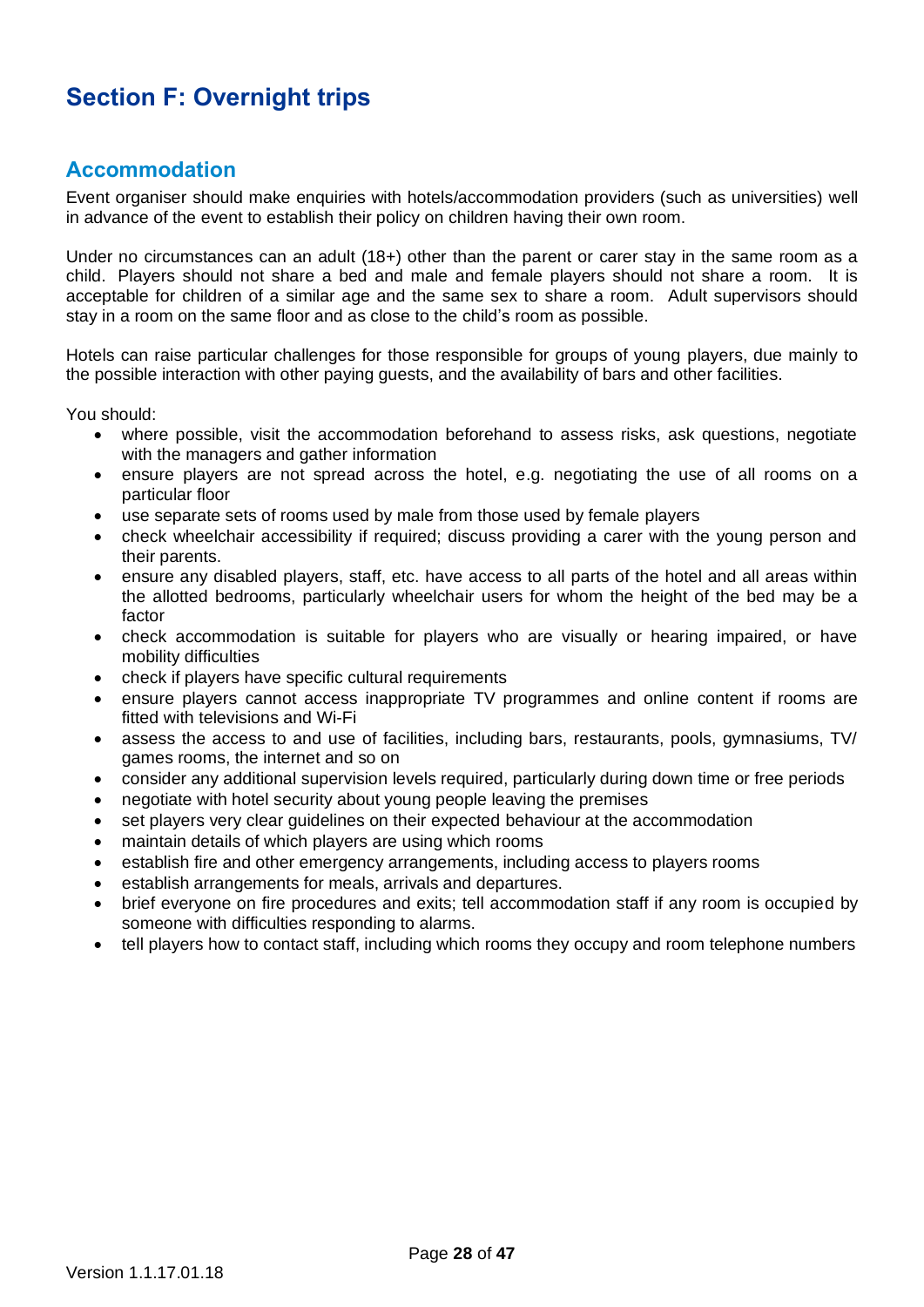# Section F: Overnight trips

## Accommodation

Event organiser should make enquiries with hotels/accommodation providers (such as universities) well in advance of the event to establish their policy on children having their own room.

Under no circumstances can an adult (18+) other than the parent or carer stay in the same room as a child. Players should not share a bed and male and female players should not share a room. It is acceptable for children of a similar age and the same sex to share a room. Adult supervisors should stay in a room on the same floor and as close to the child's room as possible.

Hotels can raise particular challenges for those responsible for groups of young players, due mainly to the possible interaction with other paying guests, and the availability of bars and other facilities.

You should:

- where possible, visit the accommodation beforehand to assess risks, ask questions, negotiate with the managers and gather information
- ensure players are not spread across the hotel, e.g. negotiating the use of all rooms on a particular floor
- use separate sets of rooms used by male from those used by female players
- check wheelchair accessibility if required; discuss providing a carer with the young person and their parents.
- ensure any disabled players, staff, etc. have access to all parts of the hotel and all areas within the allotted bedrooms, particularly wheelchair users for whom the height of the bed may be a factor
- check accommodation is suitable for players who are visually or hearing impaired, or have mobility difficulties
- check if players have specific cultural requirements
- ensure players cannot access inappropriate TV programmes and online content if rooms are fitted with televisions and Wi-Fi
- assess the access to and use of facilities, including bars, restaurants, pools, gymnasiums, TV/ games rooms, the internet and so on
- consider any additional supervision levels required, particularly during down time or free periods
- negotiate with hotel security about young people leaving the premises
- set players very clear guidelines on their expected behaviour at the accommodation
- maintain details of which players are using which rooms
- establish fire and other emergency arrangements, including access to players rooms
- establish arrangements for meals, arrivals and departures.
- brief everyone on fire procedures and exits; tell accommodation staff if any room is occupied by someone with difficulties responding to alarms.
- tell players how to contact staff, including which rooms they occupy and room telephone numbers

Version 1.1.17.01.18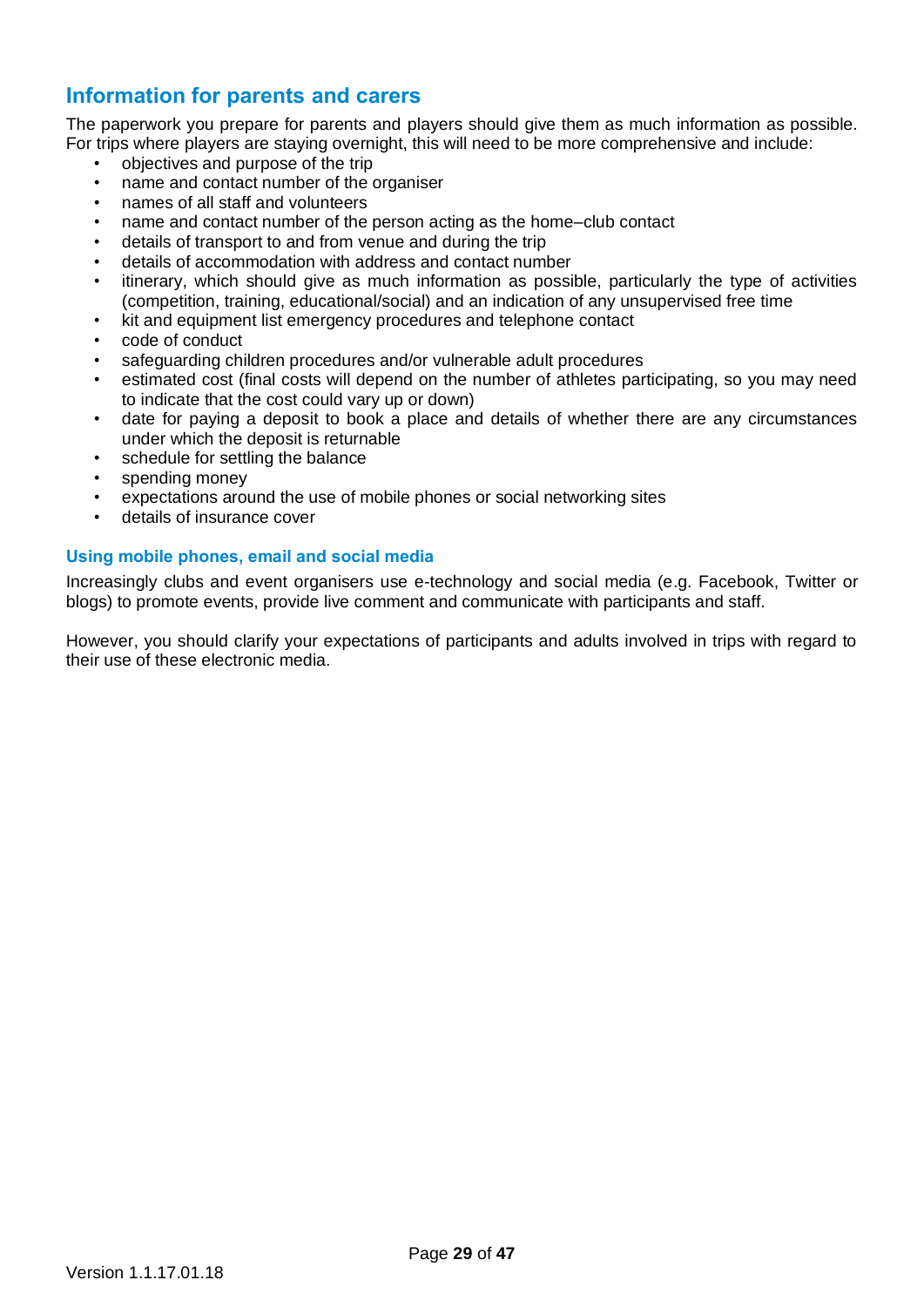## Information for parents and carers

The paperwork you prepare for parents and players should give them as much information as possible. For trips where players are staying overnight, this will need to be more comprehensive and include:

- objectives and purpose of the trip
- name and contact number of the organiser
- names of all staff and volunteers
- name and contact number of the person acting as the home–club contact
- details of transport to and from venue and during the trip
- details of accommodation with address and contact number
- itinerary, which should give as much information as possible, particularly the type of activities (competition, training, educational/social) and an indication of any unsupervised free time
- kit and equipment list emergency procedures and telephone contact
- code of conduct
- safeguarding children procedures and/or vulnerable adult procedures
- estimated cost (final costs will depend on the number of athletes participating, so you may need to indicate that the cost could vary up or down)
- date for paying a deposit to book a place and details of whether there are any circumstances under which the deposit is returnable
- schedule for settling the balance
- spending money
- expectations around the use of mobile phones or social networking sites
- details of insurance cover

### Using mobile phones, email and social media

Increasingly clubs and event organisers use e-technology and social media (e.g. Facebook, Twitter or blogs) to promote events, provide live comment and communicate with participants and staff.

However, you should clarify your expectations of participants and adults involved in trips with regard to their use of these electronic media.

Version 1.1.17.01.18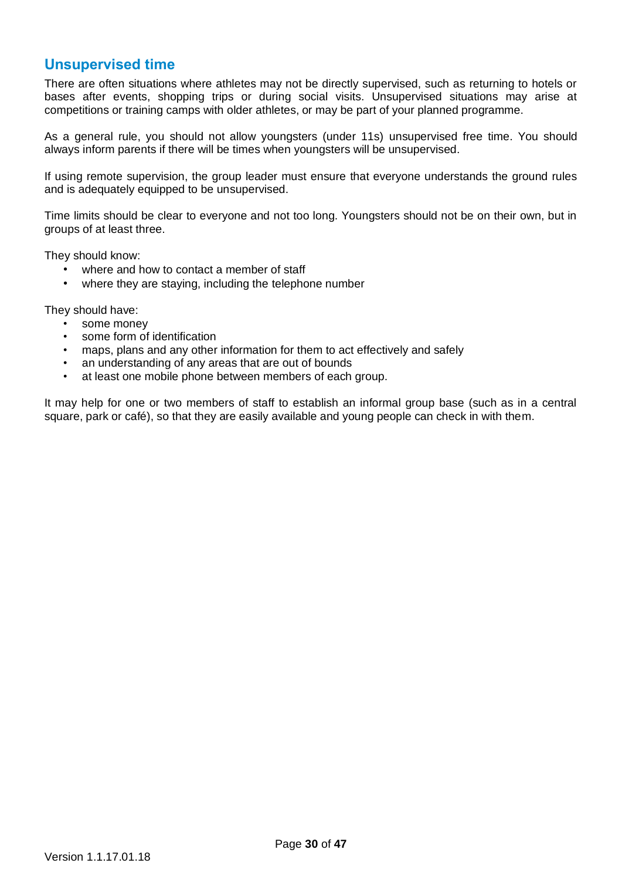## Unsupervised time

There are often situations where athletes may not be directly supervised, such as returning to hotels or bases after events, shopping trips or during social visits. Unsupervised situations may arise at competitions or training camps with older athletes, or may be part of your planned programme.

As a general rule, you should not allow youngsters (under 11s) unsupervised free time. You should always inform parents if there will be times when youngsters will be unsupervised.

If using remote supervision, the group leader must ensure that everyone understands the ground rules and is adequately equipped to be unsupervised.

Time limits should be clear to everyone and not too long. Youngsters should not be on their own, but in groups of at least three.

They should know:

- where and how to contact a member of staff
- where they are staying, including the telephone number

They should have:

- some money
- some form of identification
- maps, plans and any other information for them to act effectively and safely
- an understanding of any areas that are out of bounds
- at least one mobile phone between members of each group.

It may help for one or two members of staff to establish an informal group base (such as in a central square, park or café), so that they are easily available and young people can check in with them.

Version 1.1.17.01.18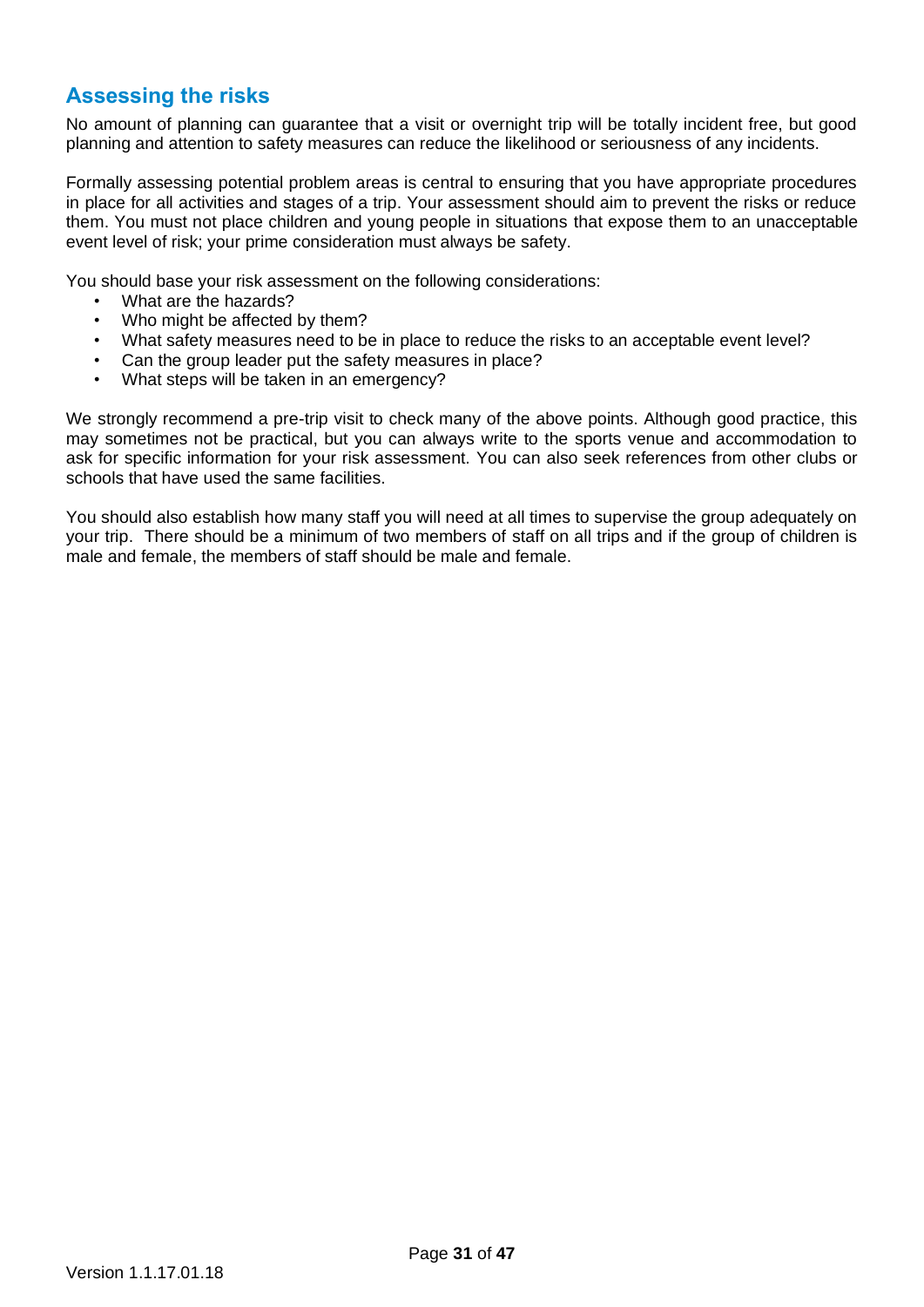## Assessing the risks

No amount of planning can guarantee that a visit or overnight trip will be totally incident free, but good planning and attention to safety measures can reduce the likelihood or seriousness of any incidents.

Formally assessing potential problem areas is central to ensuring that you have appropriate procedures in place for all activities and stages of a trip. Your assessment should aim to prevent the risks or reduce them. You must not place children and young people in situations that expose them to an unacceptable event level of risk; your prime consideration must always be safety.

You should base your risk assessment on the following considerations:

- What are the hazards?
- Who might be affected by them?
- What safety measures need to be in place to reduce the risks to an acceptable event level?
- Can the group leader put the safety measures in place?
- What steps will be taken in an emergency?

We strongly recommend a pre-trip visit to check many of the above points. Although good practice, this may sometimes not be practical, but you can always write to the sports venue and accommodation to ask for specific information for your risk assessment. You can also seek references from other clubs or schools that have used the same facilities.

You should also establish how many staff you will need at all times to supervise the group adequately on your trip. There should be a minimum of two members of staff on all trips and if the group of children is male and female, the members of staff should be male and female.

Version 1.1.17.01.18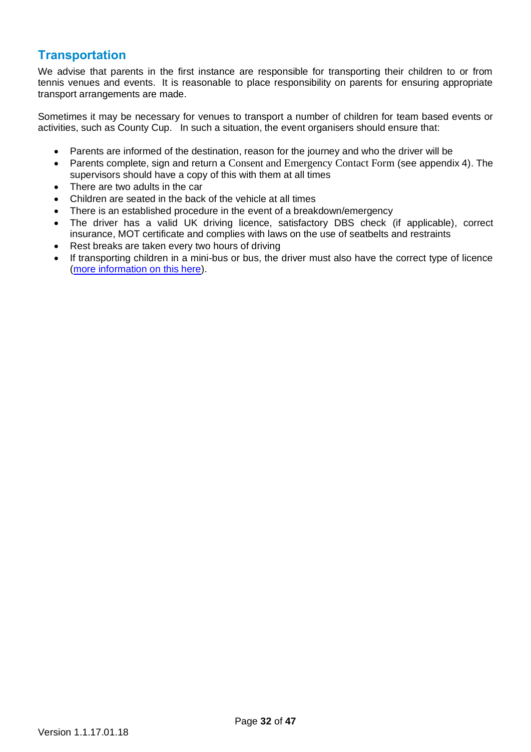## Transportation

We advise that parents in the first instance are responsible for transporting their children to or from tennis venues and events. It is reasonable to place responsibility on parents for ensuring appropriate transport arrangements are made.

Sometimes it may be necessary for venues to transport a number of children for team based events or activities, such as County Cup. In such a situation, the event organisers should ensure that:

- Parents are informed of the destination, reason for the journey and who the driver will be
- Parents complete, sign and return a Consent and Emergency Contact Form (see appendix 4). The supervisors should have a copy of this with them at all times
- There are two adults in the car
- Children are seated in the back of the vehicle at all times
- There is an established procedure in the event of a breakdown/emergency
- The driver has a valid UK driving licence, satisfactory DBS check (if applicable), correct insurance, MOT certificate and complies with laws on the use of seatbelts and restraints
- Rest breaks are taken every two hours of driving
- If transporting children in a mini-bus or bus, the driver must also have the correct type of licence (more information on this here).

Version 1.1.17.01.18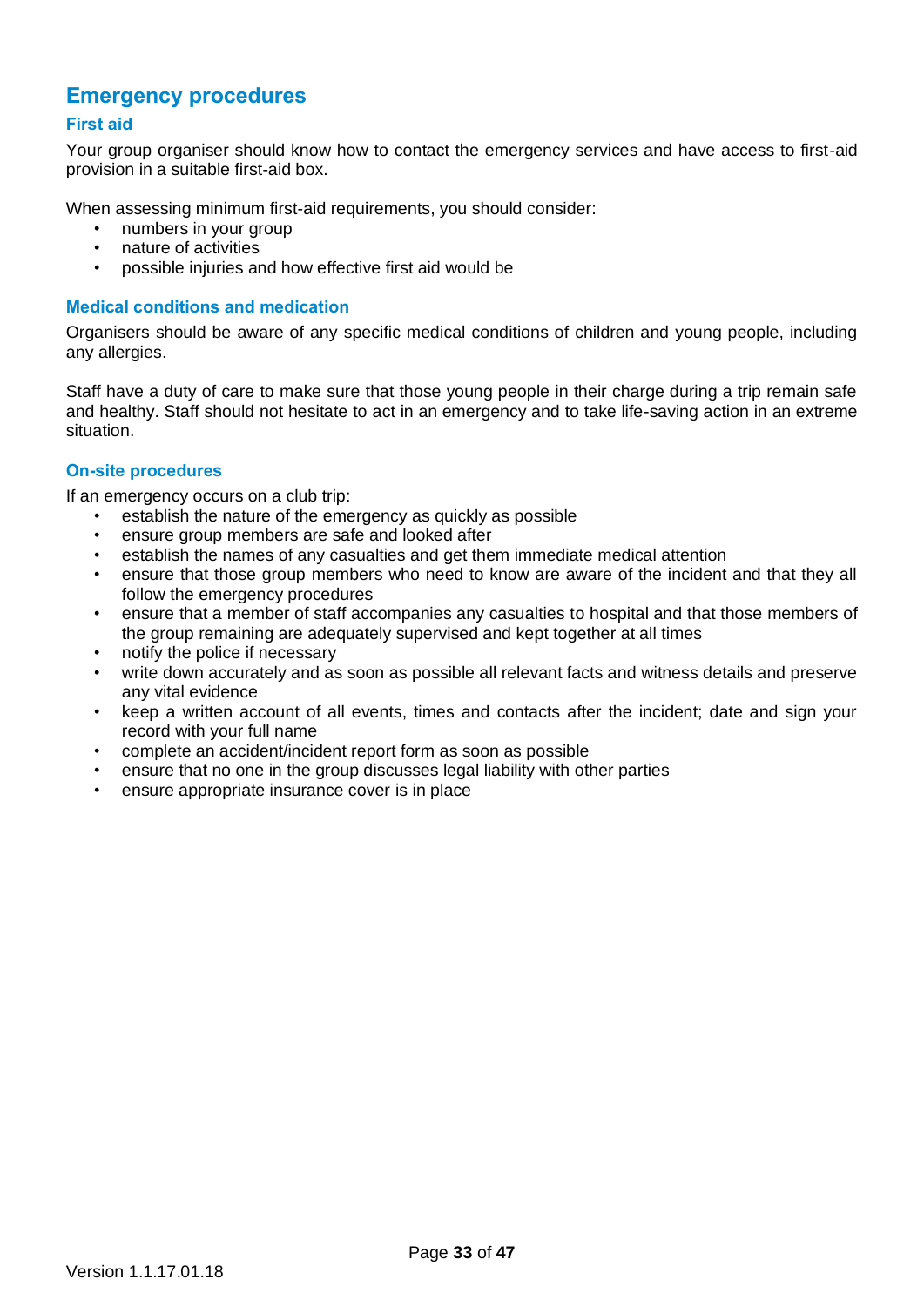## Emergency procedures

### First aid

Your group organiser should know how to contact the emergency services and have access to first-aid provision in a suitable first-aid box.

When assessing minimum first-aid requirements, you should consider:

- numbers in your group
- nature of activities
- possible injuries and how effective first aid would be

### Medical conditions and medication

Organisers should be aware of any specific medical conditions of children and young people, including any allergies.

Staff have a duty of care to make sure that those young people in their charge during a trip remain safe and healthy. Staff should not hesitate to act in an emergency and to take life-saving action in an extreme situation.

### On-site procedures

If an emergency occurs on a club trip:

- establish the nature of the emergency as quickly as possible
- ensure group members are safe and looked after
- establish the names of any casualties and get them immediate medical attention
- ensure that those group members who need to know are aware of the incident and that they all follow the emergency procedures
- ensure that a member of staff accompanies any casualties to hospital and that those members of the group remaining are adequately supervised and kept together at all times
- notify the police if necessary
- write down accurately and as soon as possible all relevant facts and witness details and preserve any vital evidence
- keep a written account of all events, times and contacts after the incident; date and sign your record with your full name
- complete an accident/incident report form as soon as possible
- ensure that no one in the group discusses legal liability with other parties
- ensure appropriate insurance cover is in place

Version 1.1.17.01.18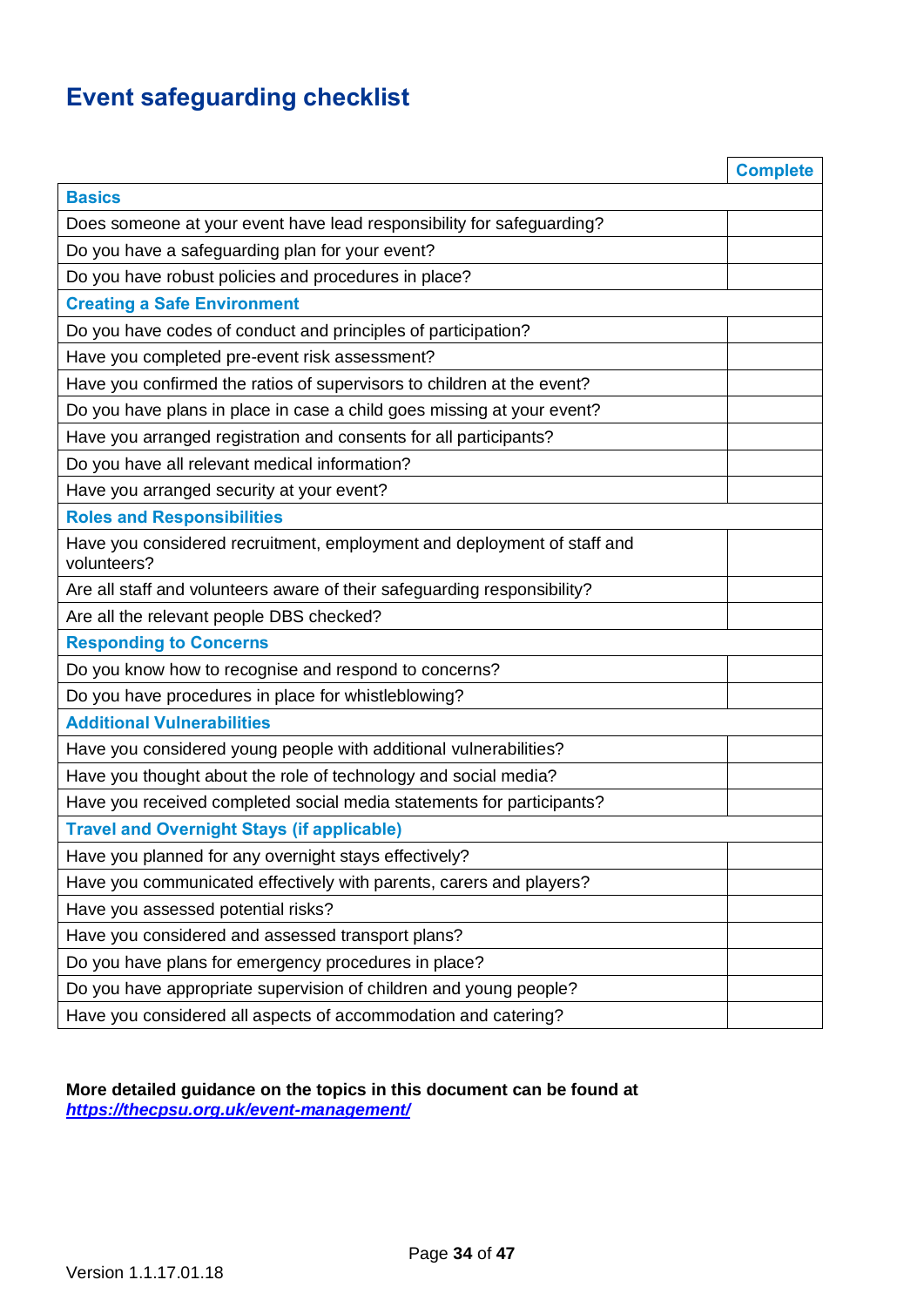# Event safeguarding checklist

| | Complete |
|---|---|
| **Basics** | |
| Does someone at your event have lead responsibility for safeguarding? | |
| Do you have a safeguarding plan for your event? | |
| Do you have robust policies and procedures in place? | |
| **Creating a Safe Environment** | |
| Do you have codes of conduct and principles of participation? | |
| Have you completed pre-event risk assessment? | |
| Have you confirmed the ratios of supervisors to children at the event? | |
| Do you have plans in place in case a child goes missing at your event? | |
| Have you arranged registration and consents for all participants? | |
| Do you have all relevant medical information? | |
| Have you arranged security at your event? | |
| **Roles and Responsibilities** | |
| Have you considered recruitment, employment and deployment of staff and volunteers? | |
| Are all staff and volunteers aware of their safeguarding responsibility? | |
| Are all the relevant people DBS checked? | |
| **Responding to Concerns** | |
| Do you know how to recognise and respond to concerns? | |
| Do you have procedures in place for whistleblowing? | |
| **Additional Vulnerabilities** | |
| Have you considered young people with additional vulnerabilities? | |
| Have you thought about the role of technology and social media? | |
| Have you received completed social media statements for participants? | |
| **Travel and Overnight Stays (if applicable)** | |
| Have you planned for any overnight stays effectively? | |
| Have you communicated effectively with parents, carers and players? | |
| Have you assessed potential risks? | |
| Have you considered and assessed transport plans? | |
| Do you have plans for emergency procedures in place? | |
| Do you have appropriate supervision of children and young people? | |
| Have you considered all aspects of accommodation and catering? | |

**More detailed guidance on the topics in this document can be found at** ***https://thecpsu.org.uk/event-management/***

Version 1.1.17.01.18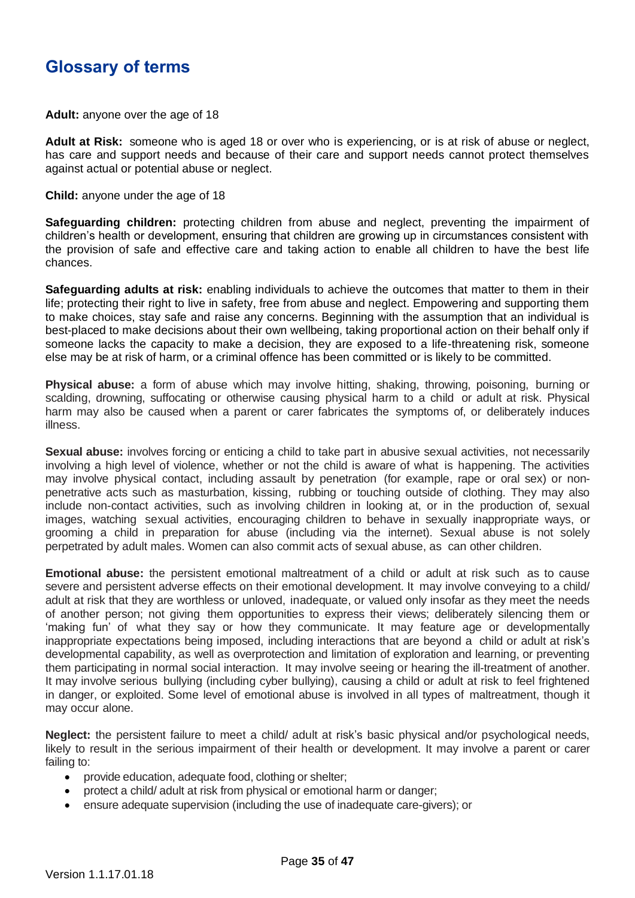# Glossary of terms

**Adult:** anyone over the age of 18

**Adult at Risk:** someone who is aged 18 or over who is experiencing, or is at risk of abuse or neglect, has care and support needs and because of their care and support needs cannot protect themselves against actual or potential abuse or neglect.

**Child:** anyone under the age of 18

**Safeguarding children:** protecting children from abuse and neglect, preventing the impairment of children's health or development, ensuring that children are growing up in circumstances consistent with the provision of safe and effective care and taking action to enable all children to have the best life chances.

**Safeguarding adults at risk:** enabling individuals to achieve the outcomes that matter to them in their life; protecting their right to live in safety, free from abuse and neglect. Empowering and supporting them to make choices, stay safe and raise any concerns. Beginning with the assumption that an individual is best-placed to make decisions about their own wellbeing, taking proportional action on their behalf only if someone lacks the capacity to make a decision, they are exposed to a life-threatening risk, someone else may be at risk of harm, or a criminal offence has been committed or is likely to be committed.

**Physical abuse:** a form of abuse which may involve hitting, shaking, throwing, poisoning, burning or scalding, drowning, suffocating or otherwise causing physical harm to a child or adult at risk. Physical harm may also be caused when a parent or carer fabricates the symptoms of, or deliberately induces illness.

**Sexual abuse:** involves forcing or enticing a child to take part in abusive sexual activities, not necessarily involving a high level of violence, whether or not the child is aware of what is happening. The activities may involve physical contact, including assault by penetration (for example, rape or oral sex) or non-penetrative acts such as masturbation, kissing, rubbing or touching outside of clothing. They may also include non-contact activities, such as involving children in looking at, or in the production of, sexual images, watching sexual activities, encouraging children to behave in sexually inappropriate ways, or grooming a child in preparation for abuse (including via the internet). Sexual abuse is not solely perpetrated by adult males. Women can also commit acts of sexual abuse, as can other children.

**Emotional abuse:** the persistent emotional maltreatment of a child or adult at risk such as to cause severe and persistent adverse effects on their emotional development. It may involve conveying to a child/ adult at risk that they are worthless or unloved, inadequate, or valued only insofar as they meet the needs of another person; not giving them opportunities to express their views; deliberately silencing them or 'making fun' of what they say or how they communicate. It may feature age or developmentally inappropriate expectations being imposed, including interactions that are beyond a child or adult at risk's developmental capability, as well as overprotection and limitation of exploration and learning, or preventing them participating in normal social interaction. It may involve seeing or hearing the ill-treatment of another. It may involve serious bullying (including cyber bullying), causing a child or adult at risk to feel frightened in danger, or exploited. Some level of emotional abuse is involved in all types of maltreatment, though it may occur alone.

**Neglect:** the persistent failure to meet a child/ adult at risk's basic physical and/or psychological needs, likely to result in the serious impairment of their health or development. It may involve a parent or carer failing to:

- provide education, adequate food, clothing or shelter;
- protect a child/ adult at risk from physical or emotional harm or danger;
- ensure adequate supervision (including the use of inadequate care-givers); or

Version 1.1.17.01.18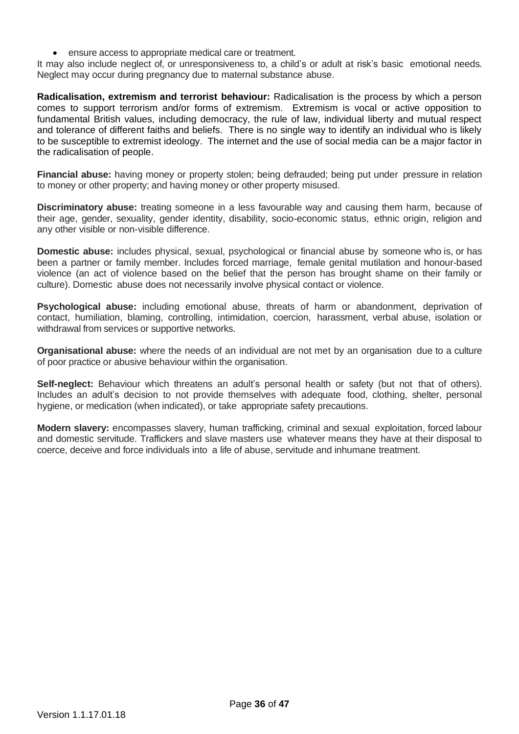- ensure access to appropriate medical care or treatment.

It may also include neglect of, or unresponsiveness to, a child's or adult at risk's basic emotional needs. Neglect may occur during pregnancy due to maternal substance abuse.

**Radicalisation, extremism and terrorist behaviour:** Radicalisation is the process by which a person comes to support terrorism and/or forms of extremism. Extremism is vocal or active opposition to fundamental British values, including democracy, the rule of law, individual liberty and mutual respect and tolerance of different faiths and beliefs. There is no single way to identify an individual who is likely to be susceptible to extremist ideology. The internet and the use of social media can be a major factor in the radicalisation of people.

**Financial abuse:** having money or property stolen; being defrauded; being put under pressure in relation to money or other property; and having money or other property misused.

**Discriminatory abuse:** treating someone in a less favourable way and causing them harm, because of their age, gender, sexuality, gender identity, disability, socio-economic status, ethnic origin, religion and any other visible or non-visible difference.

**Domestic abuse:** includes physical, sexual, psychological or financial abuse by someone who is, or has been a partner or family member. Includes forced marriage, female genital mutilation and honour-based violence (an act of violence based on the belief that the person has brought shame on their family or culture). Domestic abuse does not necessarily involve physical contact or violence.

**Psychological abuse:** including emotional abuse, threats of harm or abandonment, deprivation of contact, humiliation, blaming, controlling, intimidation, coercion, harassment, verbal abuse, isolation or withdrawal from services or supportive networks.

**Organisational abuse:** where the needs of an individual are not met by an organisation due to a culture of poor practice or abusive behaviour within the organisation.

**Self-neglect:** Behaviour which threatens an adult's personal health or safety (but not that of others). Includes an adult's decision to not provide themselves with adequate food, clothing, shelter, personal hygiene, or medication (when indicated), or take appropriate safety precautions.

**Modern slavery:** encompasses slavery, human trafficking, criminal and sexual exploitation, forced labour and domestic servitude. Traffickers and slave masters use whatever means they have at their disposal to coerce, deceive and force individuals into a life of abuse, servitude and inhumane treatment.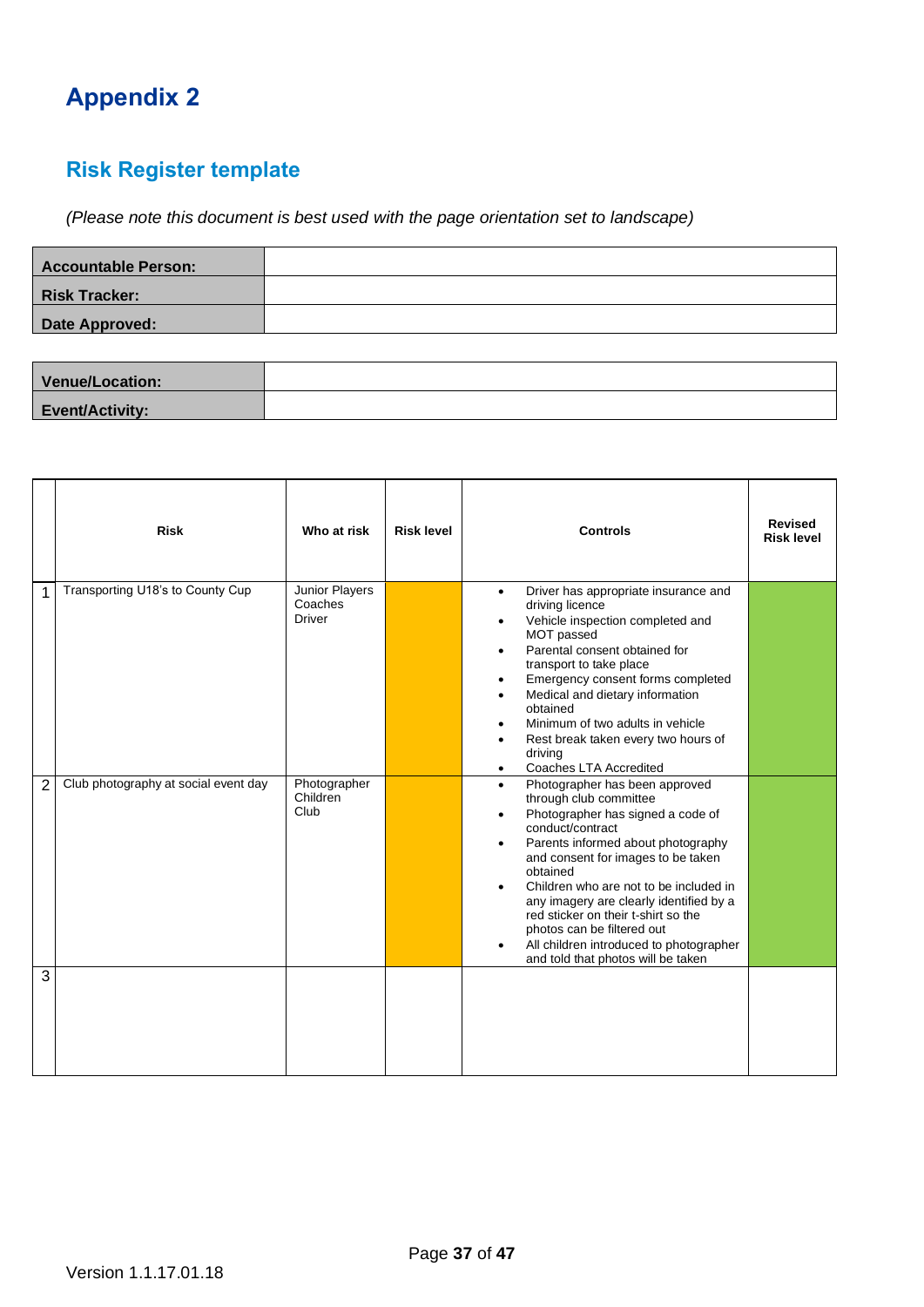# Appendix 2

## Risk Register template

*(Please note this document is best used with the page orientation set to landscape)*

| | |
|---|---|
| **Accountable Person:** | |
| **Risk Tracker:** | |
| **Date Approved:** | |

| | |
|---|---|
| **Venue/Location:** | |
| **Event/Activity:** | |

| | Risk | Who at risk | Risk level | Controls | Revised Risk level |
|---|---|---|---|---|---|
| 1 | Transporting U18's to County Cup | Junior Players<br>Coaches<br>Driver | | • Driver has appropriate insurance and driving licence<br>• Vehicle inspection completed and MOT passed<br>• Parental consent obtained for transport to take place<br>• Emergency consent forms completed<br>• Medical and dietary information obtained<br>• Minimum of two adults in vehicle<br>• Rest break taken every two hours of driving<br>• Coaches LTA Accredited | |
| 2 | Club photography at social event day | Photographer<br>Children<br>Club | | • Photographer has been approved through club committee<br>• Photographer has signed a code of conduct/contract<br>• Parents informed about photography and consent for images to be taken obtained<br>• Children who are not to be included in any imagery are clearly identified by a red sticker on their t-shirt so the photos can be filtered out<br>• All children introduced to photographer and told that photos will be taken | |
| 3 | | | | | |

Version 1.1.17.01.18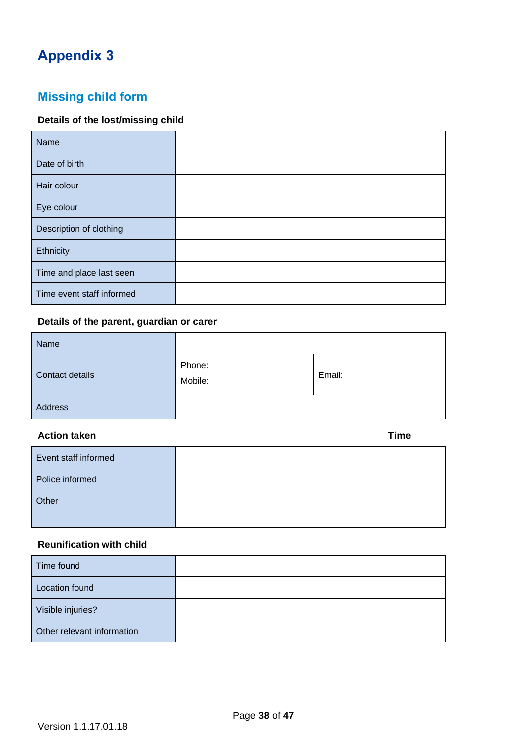# Appendix 3

## Missing child form

### Details of the lost/missing child

| | |
|---|---|
| Name | |
| Date of birth | |
| Hair colour | |
| Eye colour | |
| Description of clothing | |
| Ethnicity | |
| Time and place last seen | |
| Time event staff informed | |

### Details of the parent, guardian or carer

| | | |
|---|---|---|
| Name | | |
| Contact details | Phone:<br>Mobile: | Email: |
| Address | | |

### Action taken

| | | Time |
|---|---|---|
| Event staff informed | | |
| Police informed | | |
| Other | | |

### Reunification with child

| | |
|---|---|
| Time found | |
| Location found | |
| Visible injuries? | |
| Other relevant information | |

Version 1.1.17.01.18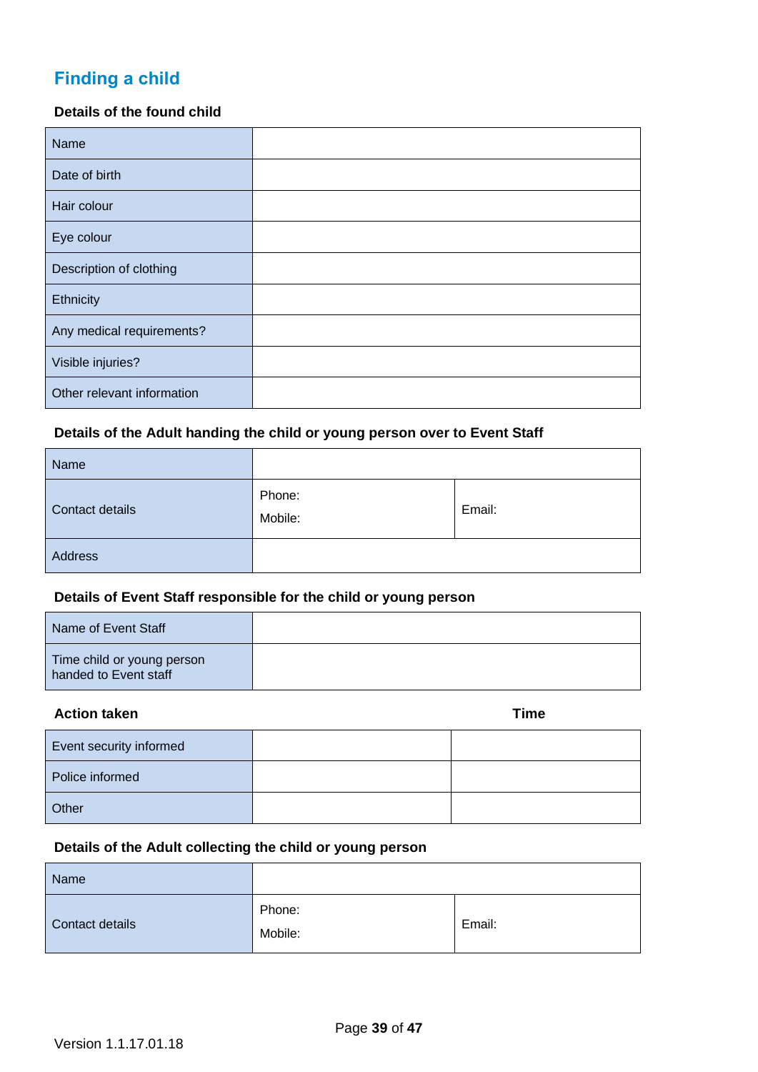## Finding a child

**Details of the found child**

| Name | |
|---|---|
| Date of birth | |
| Hair colour | |
| Eye colour | |
| Description of clothing | |
| Ethnicity | |
| Any medical requirements? | |
| Visible injuries? | |
| Other relevant information | |

**Details of the Adult handing the child or young person over to Event Staff**

| Name | | |
|---|---|---|
| Contact details | Phone:<br>Mobile: | Email: |
| Address | | |

**Details of Event Staff responsible for the child or young person**

| Name of Event Staff | |
|---|---|
| Time child or young person handed to Event staff | |

| **Action taken** | | **Time** |
|---|---|---|
| Event security informed | | |
| Police informed | | |
| Other | | |

**Details of the Adult collecting the child or young person**

| Name | | |
|---|---|---|
| Contact details | Phone:<br>Mobile: | Email: |

Version 1.1.17.01.18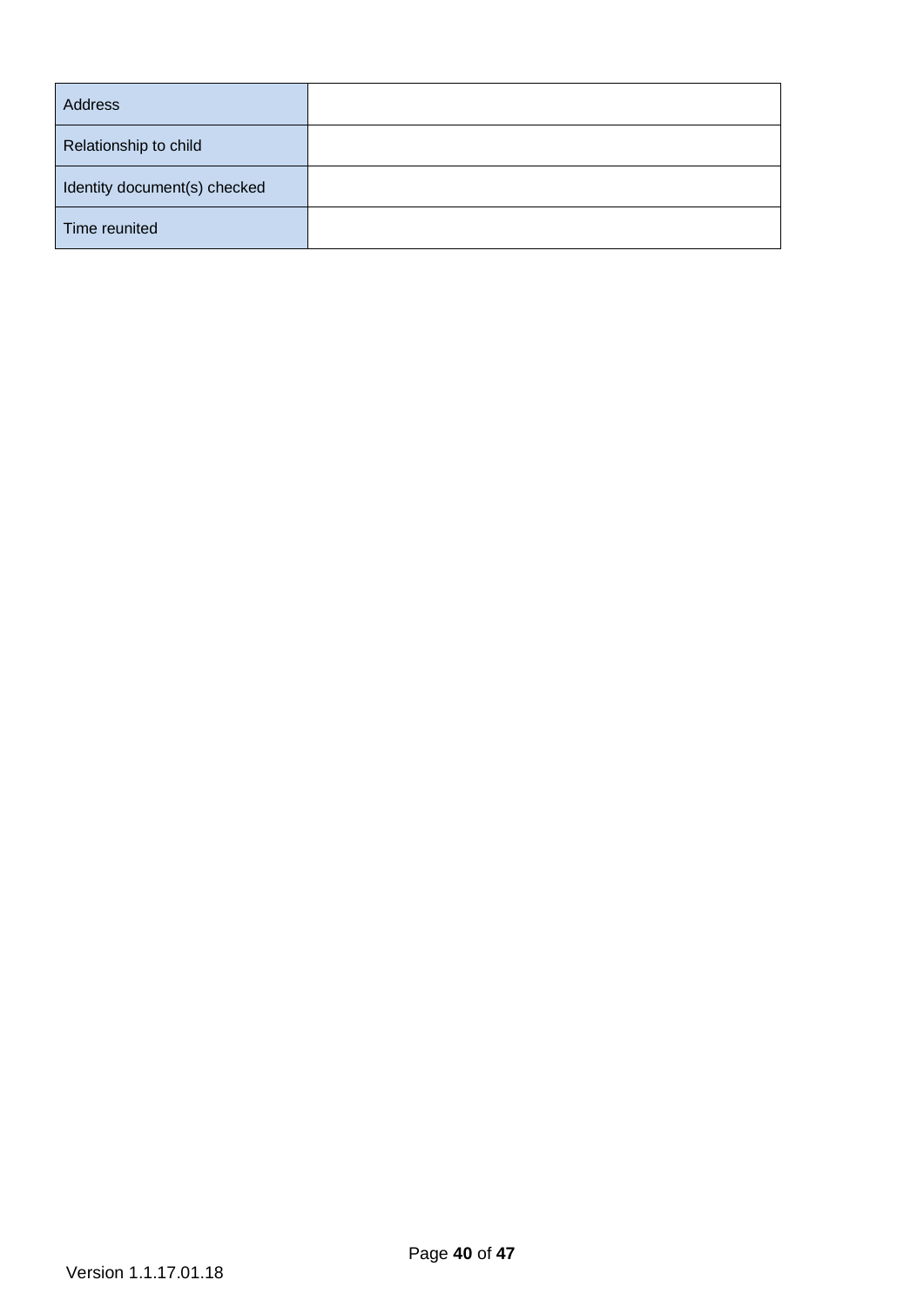| | |
|---|---|
| Address | |
| Relationship to child | |
| Identity document(s) checked | |
| Time reunited | |

Version 1.1.17.01.18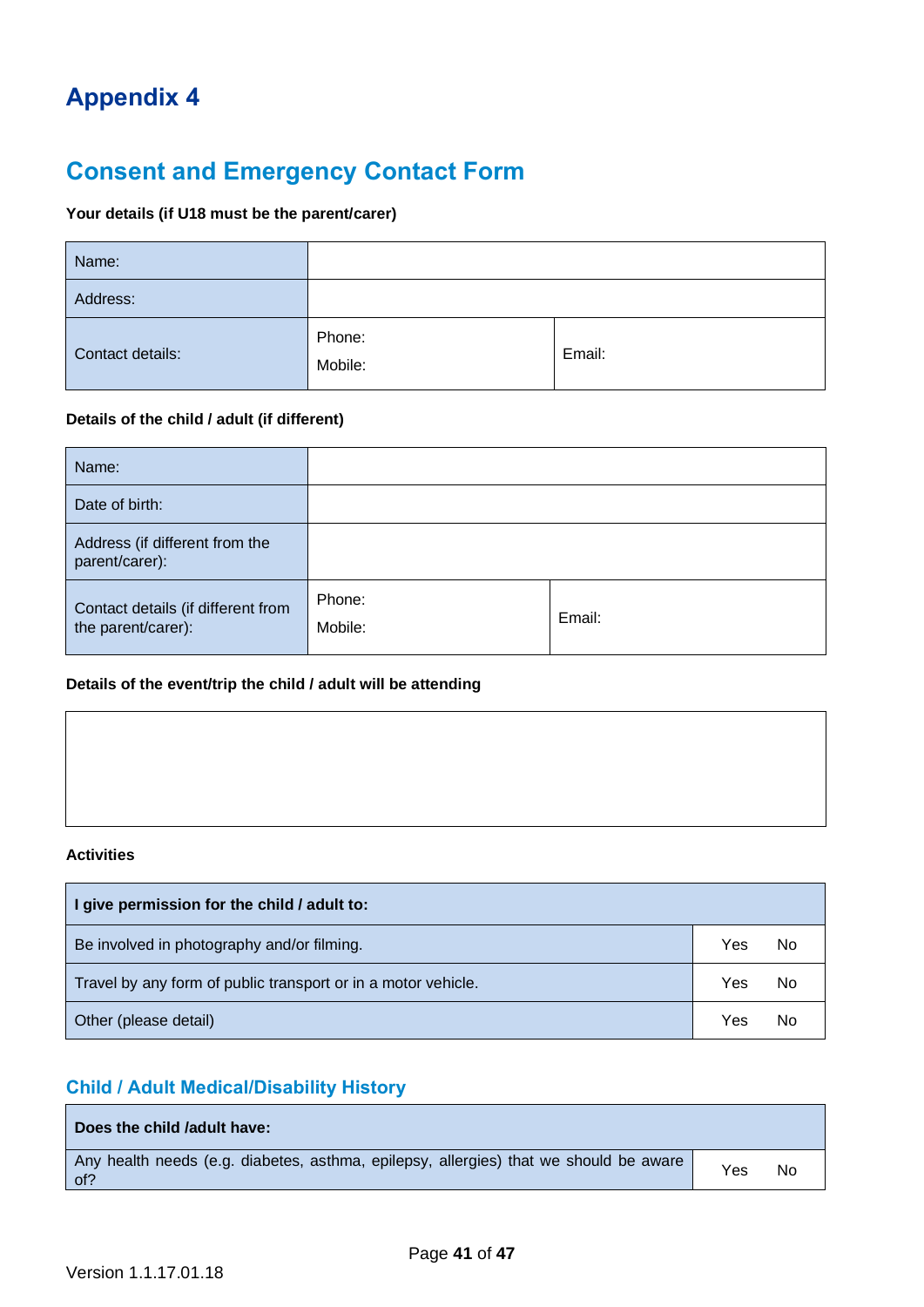# Appendix 4

## Consent and Emergency Contact Form

**Your details (if U18 must be the parent/carer)**

| | | |
|---|---|---|
| Name: | | |
| Address: | | |
| Contact details: | Phone:<br>Mobile: | Email: |

**Details of the child / adult (if different)**

| | | |
|---|---|---|
| Name: | | |
| Date of birth: | | |
| Address (if different from the parent/carer): | | |
| Contact details (if different from the parent/carer): | Phone:<br>Mobile: | Email: |

**Details of the event/trip the child / adult will be attending**

| |
|---|
| |

**Activities**

| I give permission for the child / adult to: | | |
|---|---|---|
| Be involved in photography and/or filming. | Yes | No |
| Travel by any form of public transport or in a motor vehicle. | Yes | No |
| Other (please detail) | Yes | No |

### Child / Adult Medical/Disability History

| Does the child /adult have: | | |
|---|---|---|
| Any health needs (e.g. diabetes, asthma, epilepsy, allergies) that we should be aware of? | Yes | No |

Version 1.1.17.01.18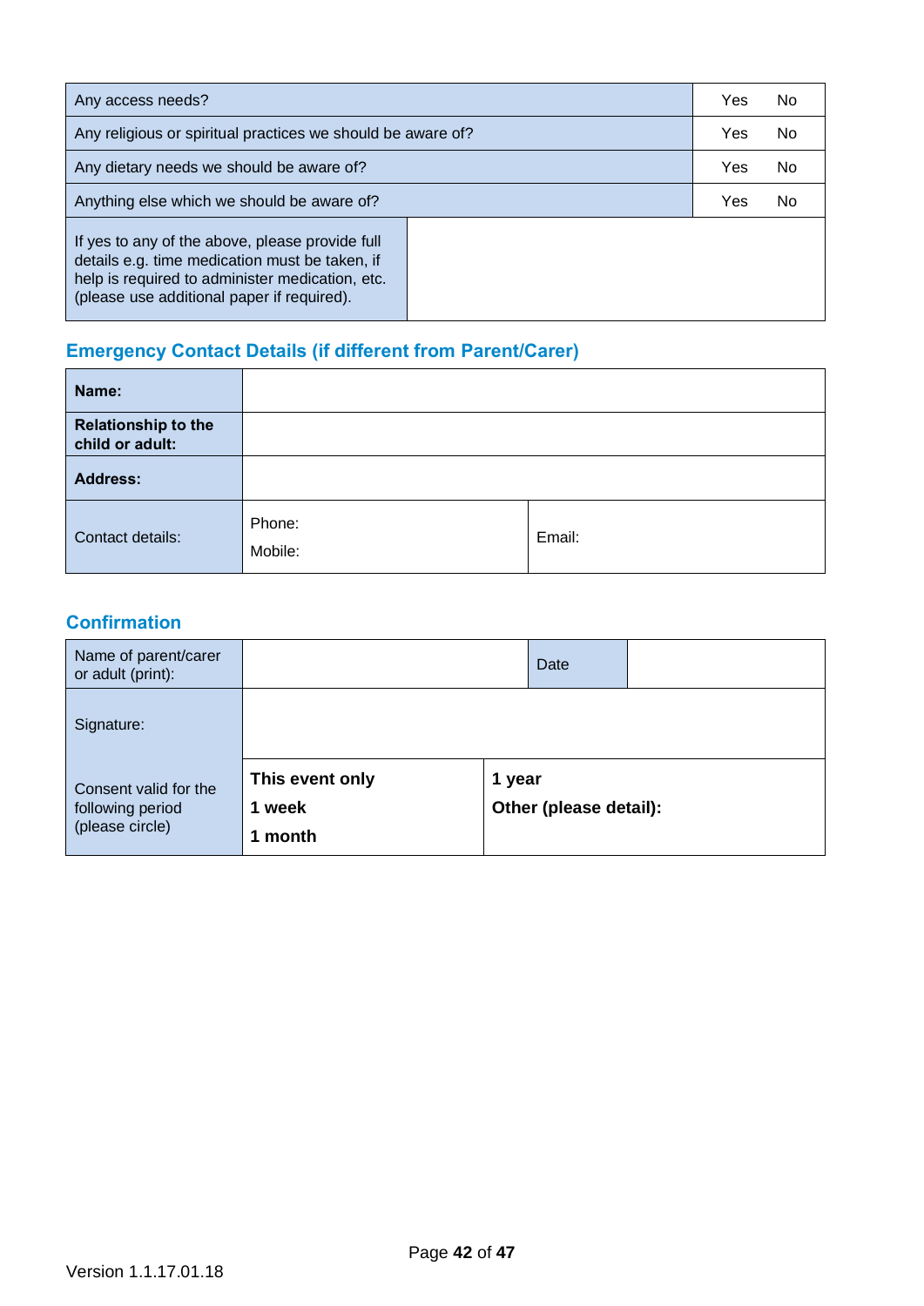| | | |
|---|---|---|
| Any access needs? | Yes | No |
| Any religious or spiritual practices we should be aware of? | Yes | No |
| Any dietary needs we should be aware of? | Yes | No |
| Anything else which we should be aware of? | Yes | No |
| If yes to any of the above, please provide full details e.g. time medication must be taken, if help is required to administer medication, etc. (please use additional paper if required). | | |

## Emergency Contact Details (if different from Parent/Carer)

| | | |
|---|---|---|
| **Name:** | | |
| **Relationship to the child or adult:** | | |
| **Address:** | | |
| Contact details: | Phone:<br>Mobile: | Email: |

## Confirmation

| | | | |
|---|---|---|---|
| Name of parent/carer or adult (print): | | Date | |
| Signature: | | | |
| Consent valid for the following period (please circle) | **This event only**<br>**1 week**<br>**1 month** | **1 year**<br>**Other (please detail):** | |

Version 1.1.17.01.18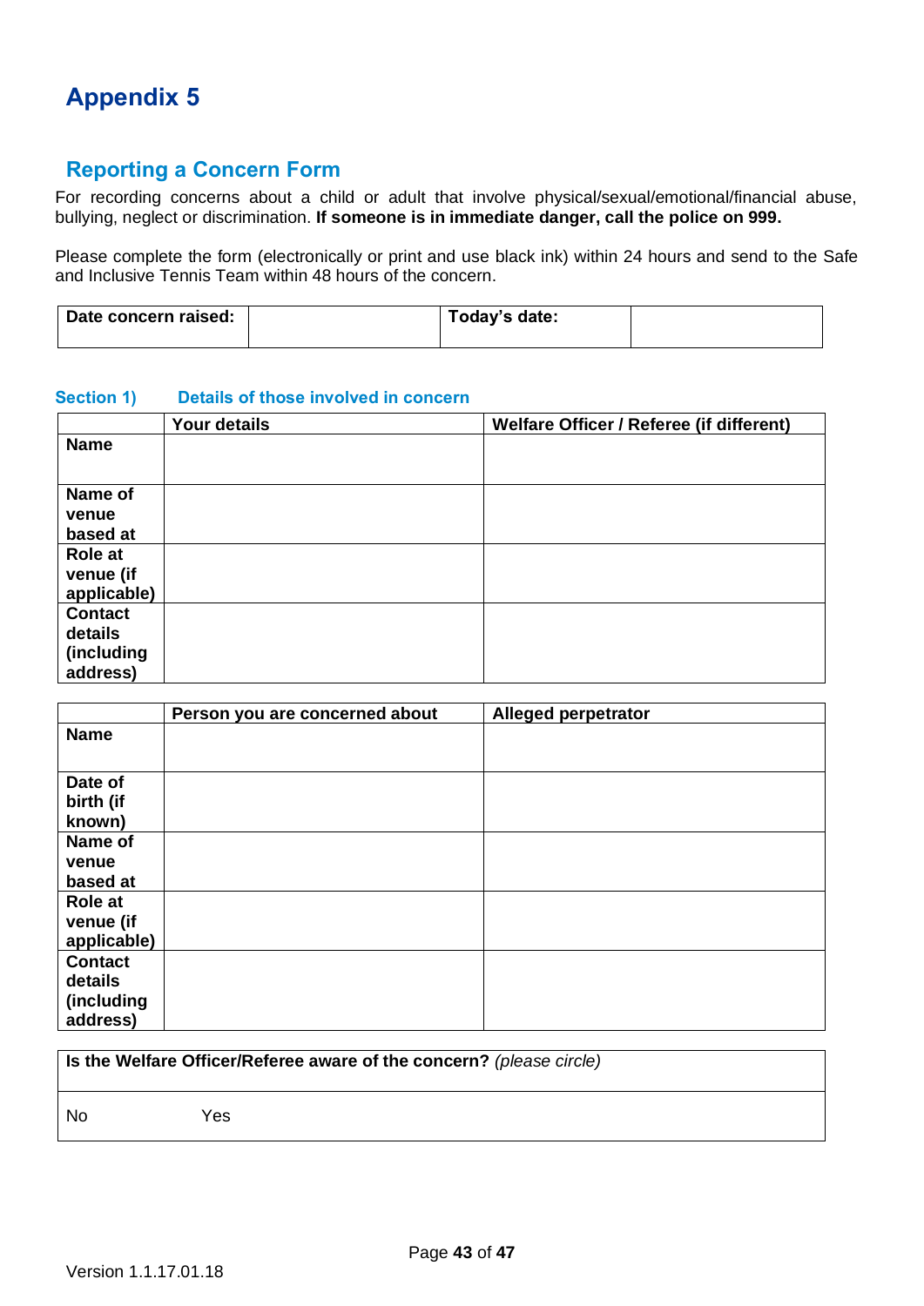# Appendix 5

## Reporting a Concern Form

For recording concerns about a child or adult that involve physical/sexual/emotional/financial abuse, bullying, neglect or discrimination. **If someone is in immediate danger, call the police on 999.**

Please complete the form (electronically or print and use black ink) within 24 hours and send to the Safe and Inclusive Tennis Team within 48 hours of the concern.

| **Date concern raised:** | | **Today's date:** | |
|---|---|---|---|

### Section 1) Details of those involved in concern

| | **Your details** | **Welfare Officer / Referee (if different)** |
|---|---|---|
| **Name** | | |
| **Name of venue based at** | | |
| **Role at venue (if applicable)** | | |
| **Contact details (including address)** | | |

| | **Person you are concerned about** | **Alleged perpetrator** |
|---|---|---|
| **Name** | | |
| **Date of birth (if known)** | | |
| **Name of venue based at** | | |
| **Role at venue (if applicable)** | | |
| **Contact details (including address)** | | |

| **Is the Welfare Officer/Referee aware of the concern?** *(please circle)* |
|---|
| No Yes |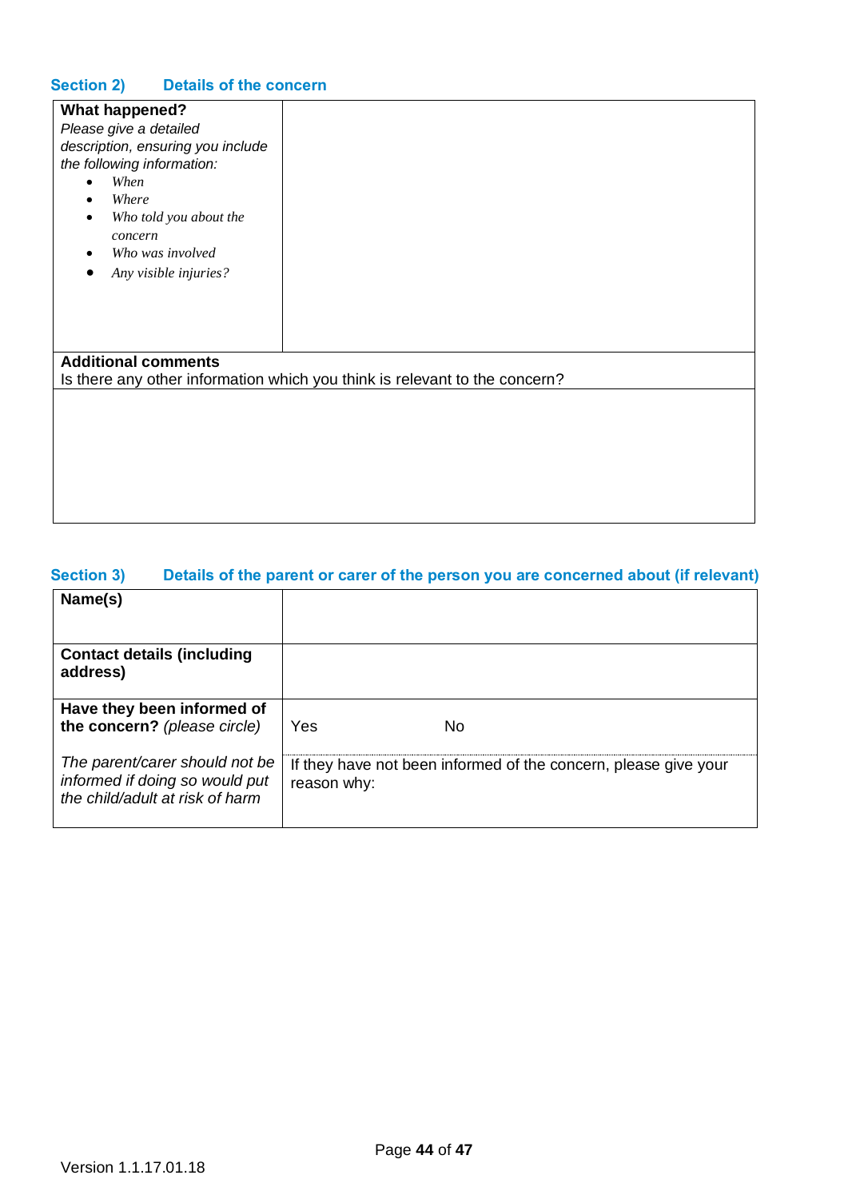### Section 2) Details of the concern

| **What happened?**<br>*Please give a detailed description, ensuring you include the following information:*<br>• *When*<br>• *Where*<br>• *Who told you about the concern*<br>• *Who was involved*<br>• *Any visible injuries?* | |
|---|---|
| **Additional comments**<br>Is there any other information which you think is relevant to the concern? | |
| | |

### Section 3) Details of the parent or carer of the person you are concerned about (if relevant)

| **Name(s)** | |
|---|---|
| **Contact details (including address)** | |
| **Have they been informed of the concern?** *(please circle)* | Yes No |
| *The parent/carer should not be informed if doing so would put the child/adult at risk of harm* | If they have not been informed of the concern, please give your reason why: |

Version 1.1.17.01.18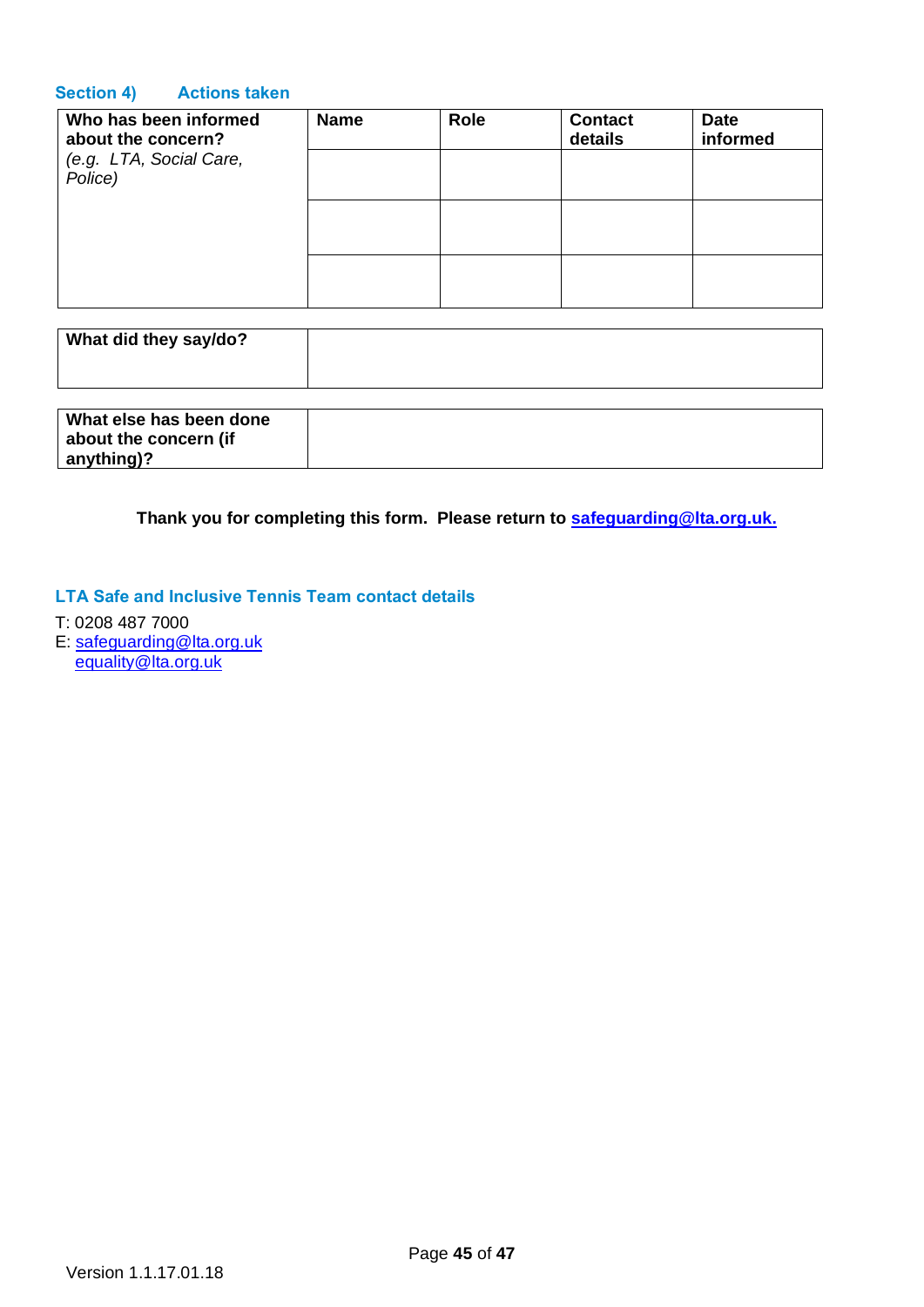### Section 4) Actions taken

| **Who has been informed about the concern?** *(e.g. LTA, Social Care, Police)* | **Name** | **Role** | **Contact details** | **Date informed** |
|---|---|---|---|---|
| | | | | |
| | | | | |
| | | | | |

| **What did they say/do?** | |
|---|---|

| **What else has been done about the concern (if anything)?** | |
|---|---|

**Thank you for completing this form. Please return to [safeguarding@lta.org.uk.](mailto:safeguarding@lta.org.uk)**

### LTA Safe and Inclusive Tennis Team contact details

T: 0208 487 7000
E: [safeguarding@lta.org.uk](mailto:safeguarding@lta.org.uk)
[equality@lta.org.uk](mailto:equality@lta.org.uk)

Version 1.1.17.01.18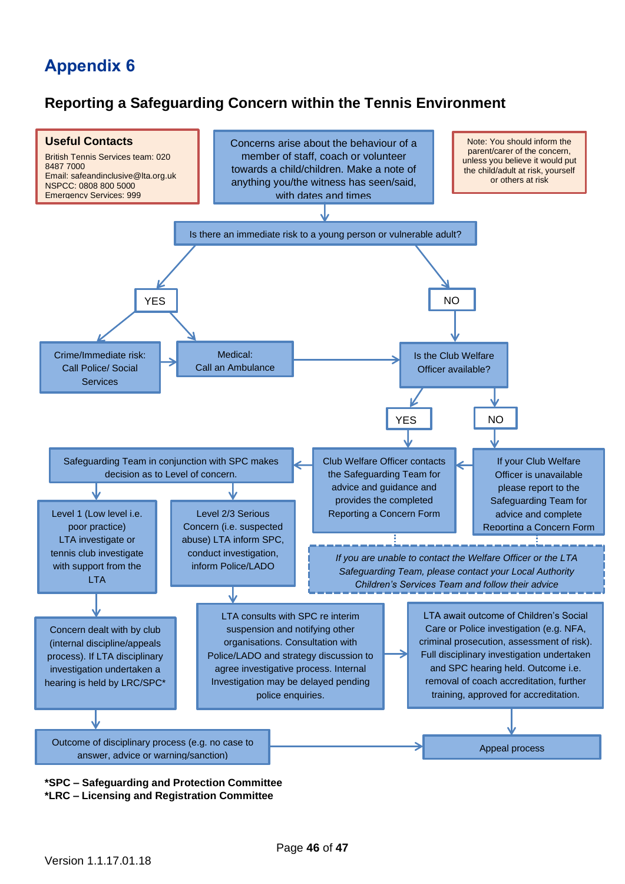# Appendix 6

## Reporting a Safeguarding Concern within the Tennis Environment

**Useful Contacts**

British Tennis Services team: 020 8487 7000
Email: safeandinclusive@lta.org.uk
NSPCC: 0808 800 5000
Emergency Services: 999

Concerns arise about the behaviour of a member of staff, coach or volunteer towards a child/children. Make a note of anything you/the witness has seen/said, with dates and times

Note: You should inform the parent/carer of the concern, unless you believe it would put the child/adult at risk, yourself or others at risk

Is there an immediate risk to a young person or vulnerable adult?

YES

- Crime/Immediate risk: Call Police/ Social Services
- Medical: Call an Ambulance

NO

Is the Club Welfare Officer available?

YES

Club Welfare Officer contacts the Safeguarding Team for advice and guidance and provides the completed Reporting a Concern Form

NO

If your Club Welfare Officer is unavailable please report to the Safeguarding Team for advice and complete Reporting a Concern Form

*If you are unable to contact the Welfare Officer or the LTA Safeguarding Team, please contact your Local Authority Children's Services Team and follow their advice*

Safeguarding Team in conjunction with SPC makes decision as to Level of concern.

Level 1 (Low level i.e. poor practice) LTA investigate or tennis club investigate with support from the LTA

Concern dealt with by club (internal discipline/appeals process). If LTA disciplinary investigation undertaken a hearing is held by LRC/SPC*

Outcome of disciplinary process (e.g. no case to answer, advice or warning/sanction)

Level 2/3 Serious Concern (i.e. suspected abuse) LTA inform SPC, conduct investigation, inform Police/LADO

LTA consults with SPC re interim suspension and notifying other organisations. Consultation with Police/LADO and strategy discussion to agree investigative process. Internal Investigation may be delayed pending police enquiries.

LTA await outcome of Children's Social Care or Police investigation (e.g. NFA, criminal prosecution, assessment of risk). Full disciplinary investigation undertaken and SPC hearing held. Outcome i.e. removal of coach accreditation, further training, approved for accreditation.

Appeal process

**\*SPC – Safeguarding and Protection Committee**
**\*LRC – Licensing and Registration Committee**

Version 1.1.17.01.18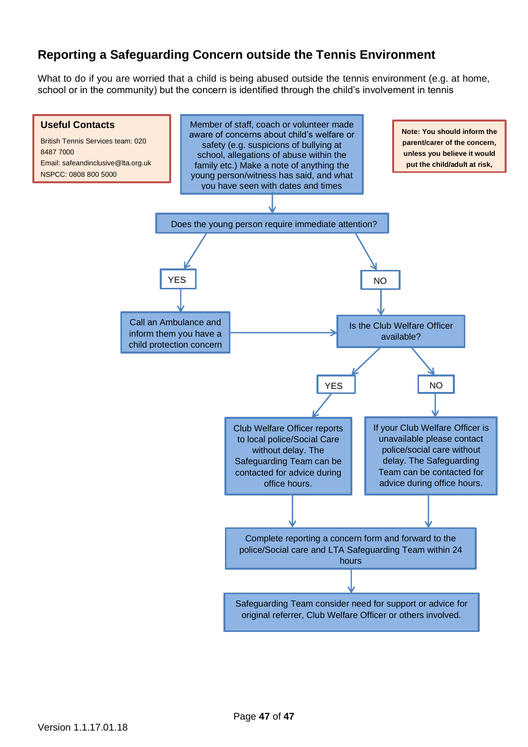## Reporting a Safeguarding Concern outside the Tennis Environment

What to do if you are worried that a child is being abused outside the tennis environment (e.g. at home, school or in the community) but the concern is identified through the child's involvement in tennis

**Useful Contacts**

British Tennis Services team: 020 8487 7000

Email: safeandinclusive@lta.org.uk

NSPCC: 0808 800 5000

**Note: You should inform the parent/carer of the concern, unless you believe it would put the child/adult at risk,**

Member of staff, coach or volunteer made aware of concerns about child's welfare or safety (e.g. suspicions of bullying at school, allegations of abuse within the family etc.) Make a note of anything the young person/witness has said, and what you have seen with dates and times

Does the young person require immediate attention?

YES

Call an Ambulance and inform them you have a child protection concern

NO

Is the Club Welfare Officer available?

YES

Club Welfare Officer reports to local police/Social Care without delay. The Safeguarding Team can be contacted for advice during office hours.

NO

If your Club Welfare Officer is unavailable please contact police/social care without delay. The Safeguarding Team can be contacted for advice during office hours.

Complete reporting a concern form and forward to the police/Social care and LTA Safeguarding Team within 24 hours

Safeguarding Team consider need for support or advice for original referrer, Club Welfare Officer or others involved.

Version 1.1.17.01.18